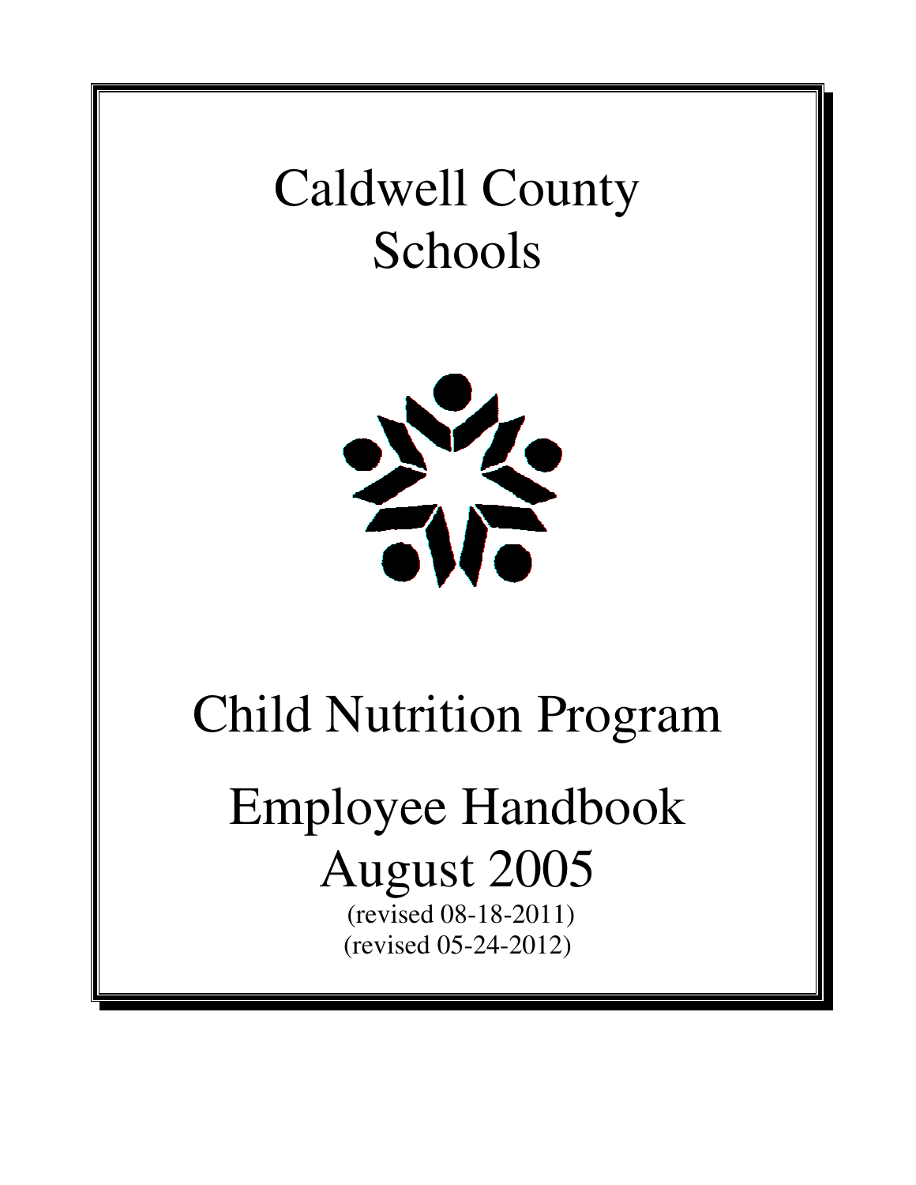# Caldwell County Schools

# Child Nutrition Program

# Employee Handbook
# August 2005

(revised 08-18-2011)
(revised 05-24-2012)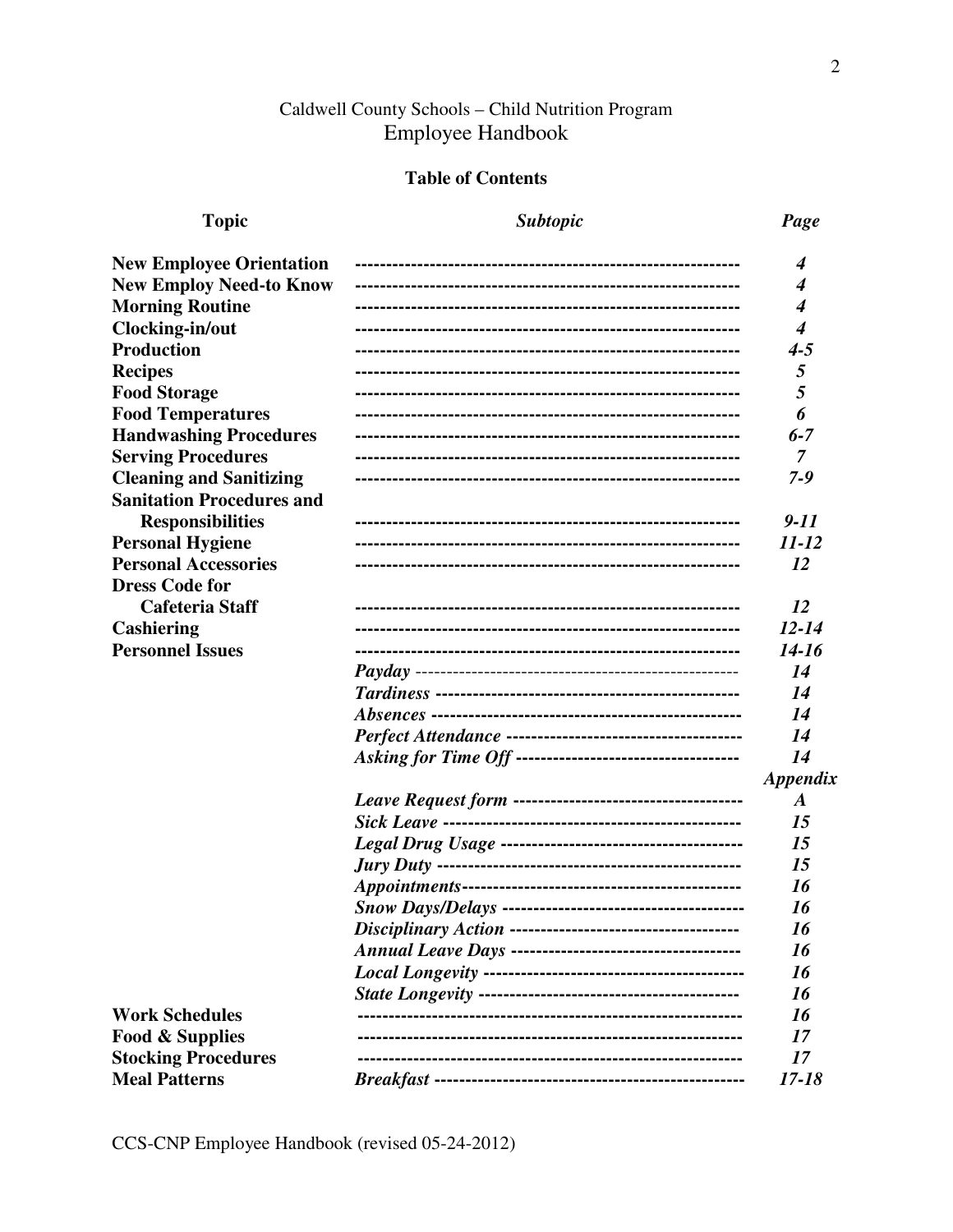Caldwell County Schools – Child Nutrition Program

# Employee Handbook

## Table of Contents

| Topic | *Subtopic* | *Page* |
|---|---|---|
| **New Employee Orientation** | | ***4*** |
| **New Employ Need-to Know** | | ***4*** |
| **Morning Routine** | | ***4*** |
| **Clocking-in/out** | | ***4*** |
| **Production** | | ***4-5*** |
| **Recipes** | | ***5*** |
| **Food Storage** | | ***5*** |
| **Food Temperatures** | | ***6*** |
| **Handwashing Procedures** | | ***6-7*** |
| **Serving Procedures** | | ***7*** |
| **Cleaning and Sanitizing** | | ***7-9*** |
| **Sanitation Procedures and Responsibilities** | | ***9-11*** |
| **Personal Hygiene** | | ***11-12*** |
| **Personal Accessories** | | ***12*** |
| **Dress Code for Cafeteria Staff** | | ***12*** |
| **Cashiering** | | ***12-14*** |
| **Personnel Issues** | | ***14-16*** |
| | ***Payday*** | ***14*** |
| | ***Tardiness*** | ***14*** |
| | ***Absences*** | ***14*** |
| | ***Perfect Attendance*** | ***14*** |
| | ***Asking for Time Off*** | ***14*** |
| | | ***Appendix*** |
| | ***Leave Request form*** | ***A*** |
| | ***Sick Leave*** | ***15*** |
| | ***Legal Drug Usage*** | ***15*** |
| | ***Jury Duty*** | ***15*** |
| | ***Appointments*** | ***16*** |
| | ***Snow Days/Delays*** | ***16*** |
| | ***Disciplinary Action*** | ***16*** |
| | ***Annual Leave Days*** | ***16*** |
| | ***Local Longevity*** | ***16*** |
| | ***State Longevity*** | ***16*** |
| **Work Schedules** | | ***16*** |
| **Food & Supplies** | | ***17*** |
| **Stocking Procedures** | | ***17*** |
| **Meal Patterns** | ***Breakfast*** | ***17-18*** |

CCS-CNP Employee Handbook (revised 05-24-2012)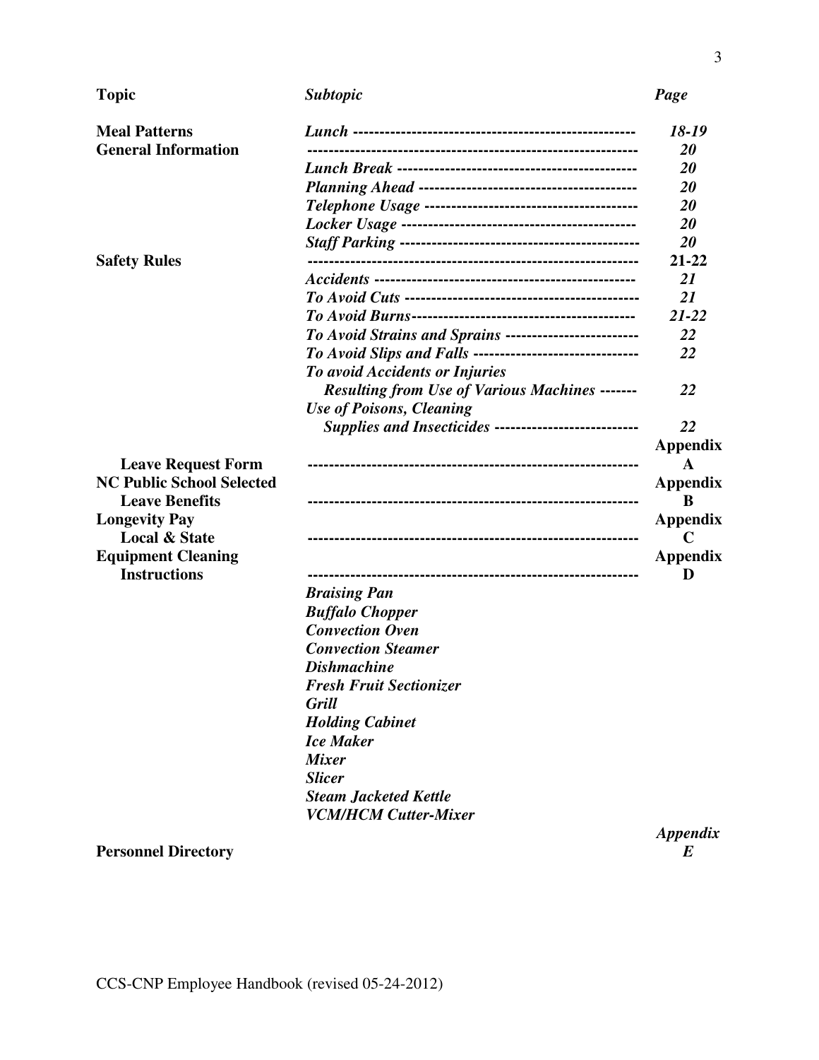| **Topic** | ***Subtopic*** | ***Page*** |
|---|---|---|
| **Meal Patterns** | ***Lunch*** | ***18-19*** |
| **General Information** | | ***20*** |
| | ***Lunch Break*** | ***20*** |
| | ***Planning Ahead*** | ***20*** |
| | ***Telephone Usage*** | ***20*** |
| | ***Locker Usage*** | ***20*** |
| | ***Staff Parking*** | ***20*** |
| **Safety Rules** | | **21-22** |
| | ***Accidents*** | ***21*** |
| | ***To Avoid Cuts*** | ***21*** |
| | ***To Avoid Burns*** | ***21-22*** |
| | ***To Avoid Strains and Sprains*** | ***22*** |
| | ***To Avoid Slips and Falls*** | ***22*** |
| | ***To avoid Accidents or Injuries Resulting from Use of Various Machines*** | ***22*** |
| | ***Use of Poisons, Cleaning Supplies and Insecticides*** | ***22*** |
| **Leave Request Form** | | **Appendix A** |
| **NC Public School Selected Leave Benefits** | | **Appendix B** |
| **Longevity Pay Local & State** | | **Appendix C** |
| **Equipment Cleaning Instructions** | | **Appendix D** |
| | ***Braising Pan*** | |
| | ***Buffalo Chopper*** | |
| | ***Convection Oven*** | |
| | ***Convection Steamer*** | |
| | ***Dishmachine*** | |
| | ***Fresh Fruit Sectionizer*** | |
| | ***Grill*** | |
| | ***Holding Cabinet*** | |
| | ***Ice Maker*** | |
| | ***Mixer*** | |
| | ***Slicer*** | |
| | ***Steam Jacketed Kettle*** | |
| | ***VCM/HCM Cutter-Mixer*** | |
| **Personnel Directory** | | ***Appendix E*** |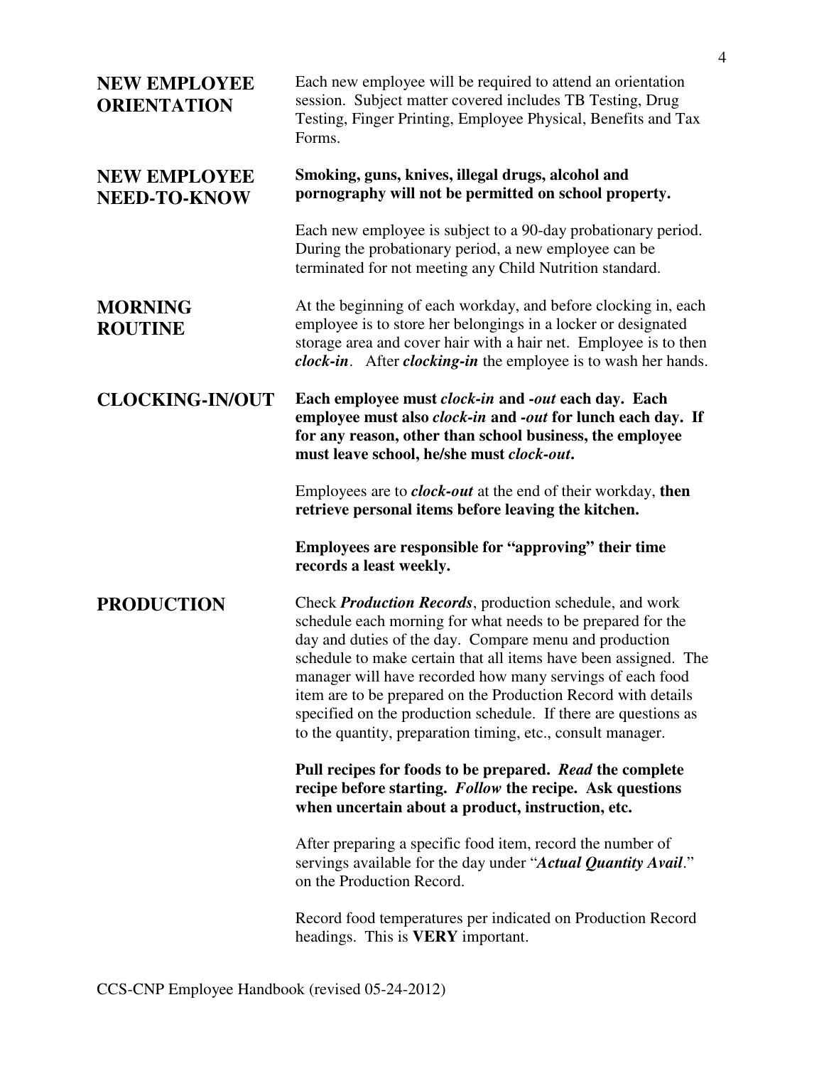## NEW EMPLOYEE ORIENTATION

Each new employee will be required to attend an orientation session. Subject matter covered includes TB Testing, Drug Testing, Finger Printing, Employee Physical, Benefits and Tax Forms.

## NEW EMPLOYEE NEED-TO-KNOW

**Smoking, guns, knives, illegal drugs, alcohol and pornography will not be permitted on school property.**

Each new employee is subject to a 90-day probationary period. During the probationary period, a new employee can be terminated for not meeting any Child Nutrition standard.

## MORNING ROUTINE

At the beginning of each workday, and before clocking in, each employee is to store her belongings in a locker or designated storage area and cover hair with a hair net. Employee is to then ***clock-in***. After ***clocking-in*** the employee is to wash her hands.

## CLOCKING-IN/OUT

**Each employee must *clock-in* and *-out* each day. Each employee must also *clock-in* and *-out* for lunch each day. If for any reason, other than school business, the employee must leave school, he/she must *clock-out*.**

Employees are to ***clock-out*** at the end of their workday, **then retrieve personal items before leaving the kitchen.**

**Employees are responsible for "approving" their time records a least weekly.**

## PRODUCTION

Check ***Production Records***, production schedule, and work schedule each morning for what needs to be prepared for the day and duties of the day. Compare menu and production schedule to make certain that all items have been assigned. The manager will have recorded how many servings of each food item are to be prepared on the Production Record with details specified on the production schedule. If there are questions as to the quantity, preparation timing, etc., consult manager.

**Pull recipes for foods to be prepared. *Read* the complete recipe before starting. *Follow* the recipe. Ask questions when uncertain about a product, instruction, etc.**

After preparing a specific food item, record the number of servings available for the day under "***Actual Quantity Avail***." on the Production Record.

Record food temperatures per indicated on Production Record headings. This is **VERY** important.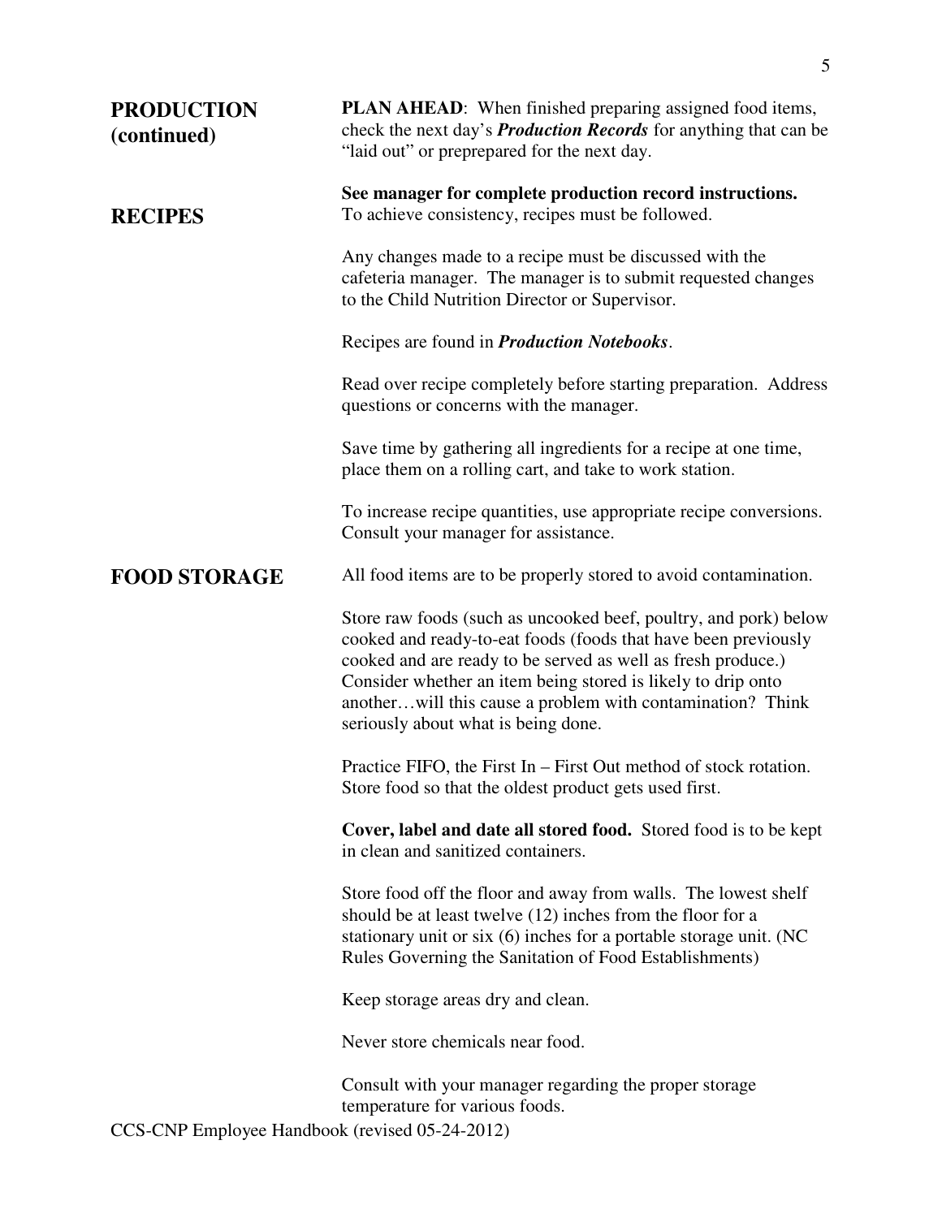## PRODUCTION (continued)

**PLAN AHEAD**: When finished preparing assigned food items, check the next day's ***Production Records*** for anything that can be "laid out" or preprepared for the next day.

**See manager for complete production record instructions.**

## RECIPES

To achieve consistency, recipes must be followed.

Any changes made to a recipe must be discussed with the cafeteria manager. The manager is to submit requested changes to the Child Nutrition Director or Supervisor.

Recipes are found in ***Production Notebooks***.

Read over recipe completely before starting preparation. Address questions or concerns with the manager.

Save time by gathering all ingredients for a recipe at one time, place them on a rolling cart, and take to work station.

To increase recipe quantities, use appropriate recipe conversions. Consult your manager for assistance.

## FOOD STORAGE

All food items are to be properly stored to avoid contamination.

Store raw foods (such as uncooked beef, poultry, and pork) below cooked and ready-to-eat foods (foods that have been previously cooked and are ready to be served as well as fresh produce.) Consider whether an item being stored is likely to drip onto another…will this cause a problem with contamination? Think seriously about what is being done.

Practice FIFO, the First In – First Out method of stock rotation. Store food so that the oldest product gets used first.

**Cover, label and date all stored food.** Stored food is to be kept in clean and sanitized containers.

Store food off the floor and away from walls. The lowest shelf should be at least twelve (12) inches from the floor for a stationary unit or six (6) inches for a portable storage unit. (NC Rules Governing the Sanitation of Food Establishments)

Keep storage areas dry and clean.

Never store chemicals near food.

Consult with your manager regarding the proper storage temperature for various foods.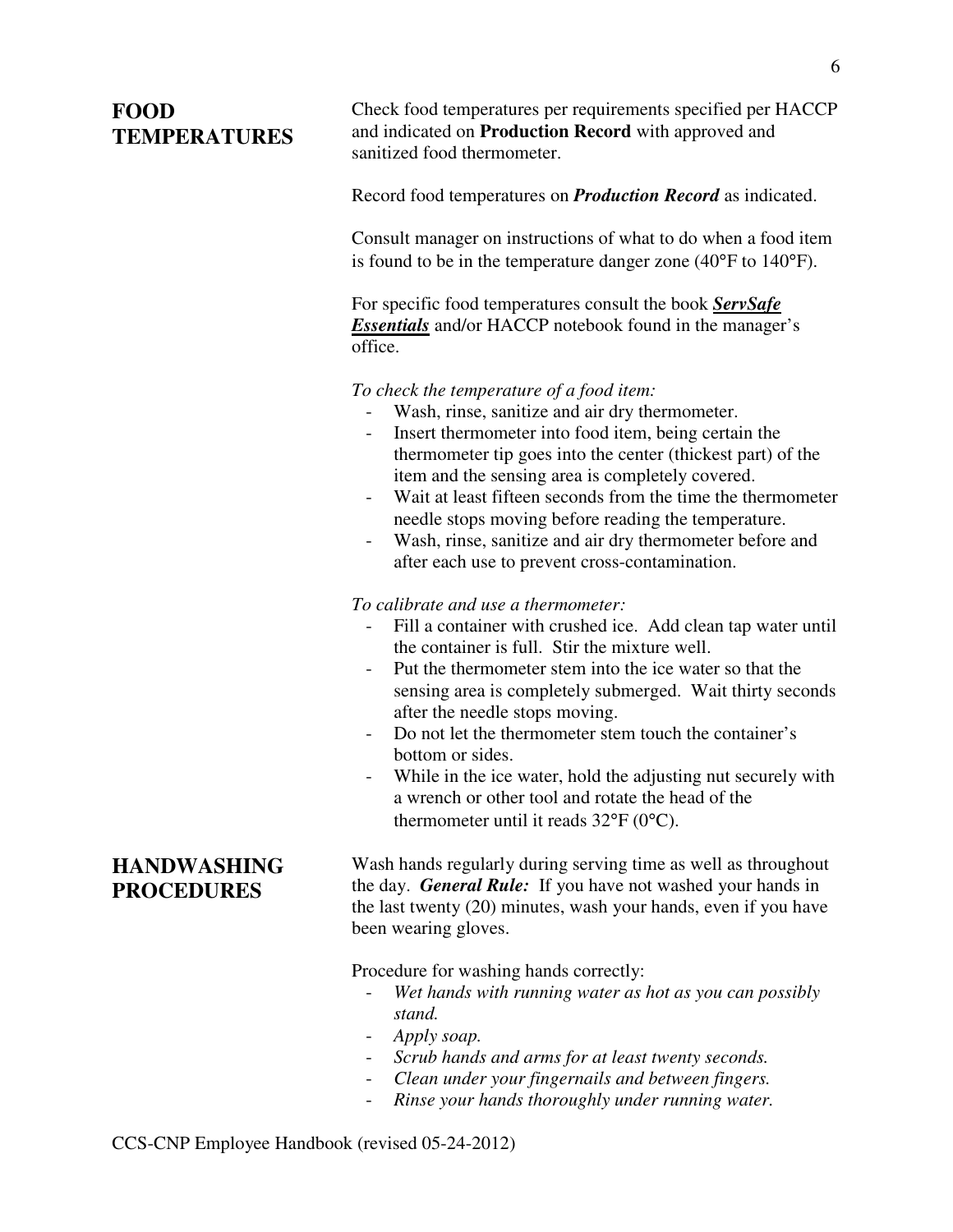## FOOD TEMPERATURES

Check food temperatures per requirements specified per HACCP and indicated on **Production Record** with approved and sanitized food thermometer.

Record food temperatures on ***Production Record*** as indicated.

Consult manager on instructions of what to do when a food item is found to be in the temperature danger zone (40°F to 140°F).

For specific food temperatures consult the book ***ServSafe Essentials*** and/or HACCP notebook found in the manager's office.

*To check the temperature of a food item:*

- Wash, rinse, sanitize and air dry thermometer.
- Insert thermometer into food item, being certain the thermometer tip goes into the center (thickest part) of the item and the sensing area is completely covered.
- Wait at least fifteen seconds from the time the thermometer needle stops moving before reading the temperature.
- Wash, rinse, sanitize and air dry thermometer before and after each use to prevent cross-contamination.

*To calibrate and use a thermometer:*

- Fill a container with crushed ice. Add clean tap water until the container is full. Stir the mixture well.
- Put the thermometer stem into the ice water so that the sensing area is completely submerged. Wait thirty seconds after the needle stops moving.
- Do not let the thermometer stem touch the container's bottom or sides.
- While in the ice water, hold the adjusting nut securely with a wrench or other tool and rotate the head of the thermometer until it reads 32°F (0°C).

## HANDWASHING PROCEDURES

Wash hands regularly during serving time as well as throughout the day. ***General Rule:*** If you have not washed your hands in the last twenty (20) minutes, wash your hands, even if you have been wearing gloves.

Procedure for washing hands correctly:

- *Wet hands with running water as hot as you can possibly stand.*
- *Apply soap.*
- *Scrub hands and arms for at least twenty seconds.*
- *Clean under your fingernails and between fingers.*
- *Rinse your hands thoroughly under running water.*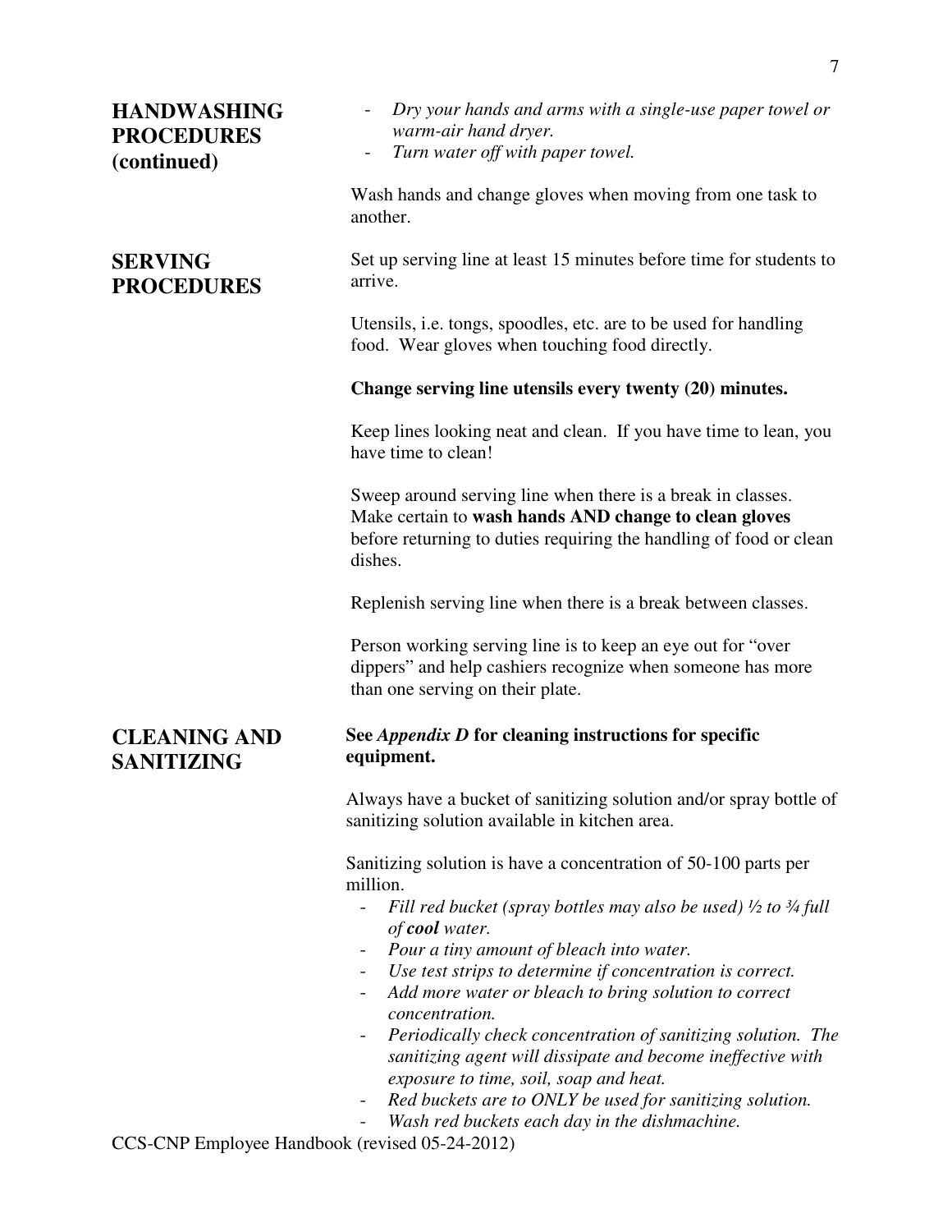## HANDWASHING PROCEDURES (continued)

- *Dry your hands and arms with a single-use paper towel or warm-air hand dryer.*
- *Turn water off with paper towel.*

Wash hands and change gloves when moving from one task to another.

## SERVING PROCEDURES

Set up serving line at least 15 minutes before time for students to arrive.

Utensils, i.e. tongs, spoodles, etc. are to be used for handling food. Wear gloves when touching food directly.

**Change serving line utensils every twenty (20) minutes.**

Keep lines looking neat and clean. If you have time to lean, you have time to clean!

Sweep around serving line when there is a break in classes. Make certain to **wash hands AND change to clean gloves** before returning to duties requiring the handling of food or clean dishes.

Replenish serving line when there is a break between classes.

Person working serving line is to keep an eye out for "over dippers" and help cashiers recognize when someone has more than one serving on their plate.

## CLEANING AND SANITIZING

**See *Appendix D* for cleaning instructions for specific equipment.**

Always have a bucket of sanitizing solution and/or spray bottle of sanitizing solution available in kitchen area.

Sanitizing solution is have a concentration of 50-100 parts per million.

- *Fill red bucket (spray bottles may also be used) ½ to ¾ full of **cool** water.*
- *Pour a tiny amount of bleach into water.*
- *Use test strips to determine if concentration is correct.*
- *Add more water or bleach to bring solution to correct concentration.*
- *Periodically check concentration of sanitizing solution. The sanitizing agent will dissipate and become ineffective with exposure to time, soil, soap and heat.*
- *Red buckets are to ONLY be used for sanitizing solution.*
- *Wash red buckets each day in the dishmachine.*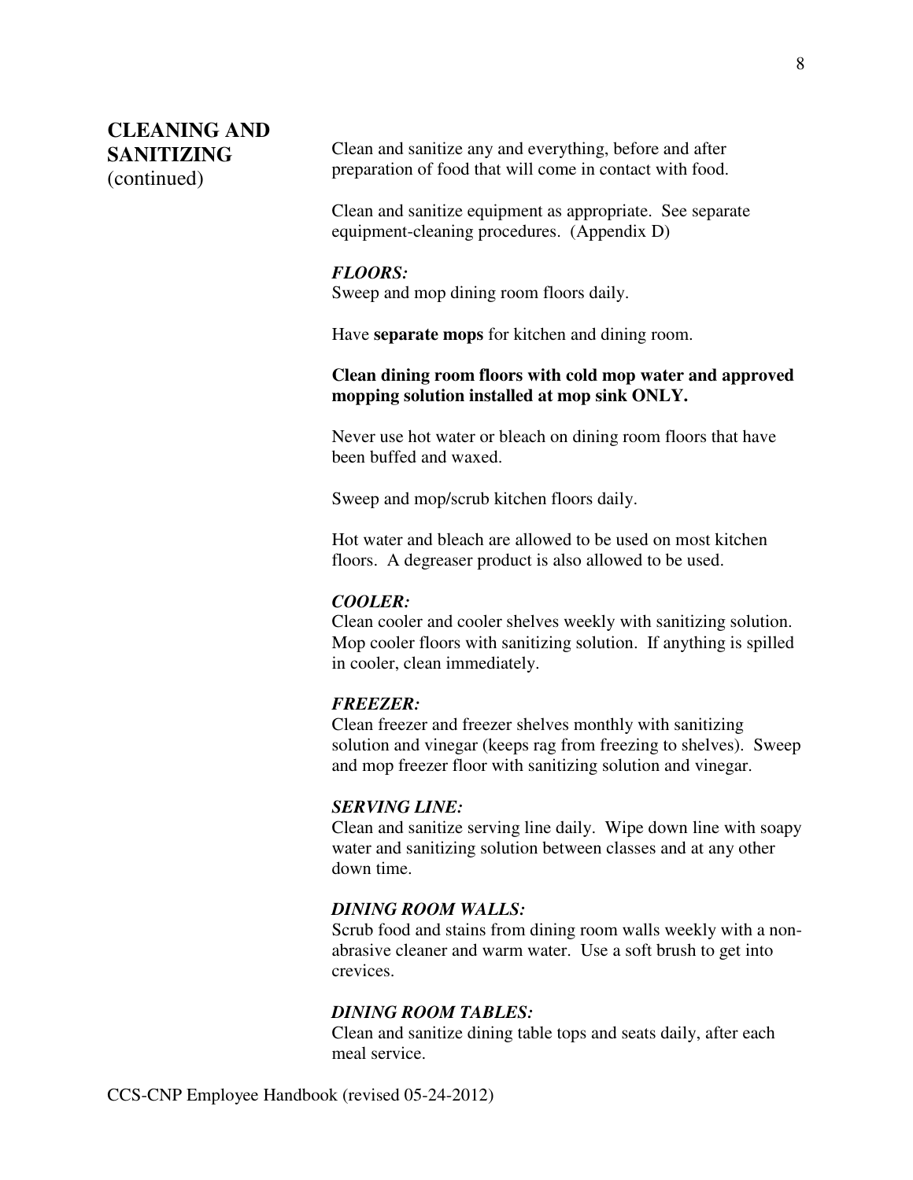## CLEANING AND SANITIZING (continued)

Clean and sanitize any and everything, before and after preparation of food that will come in contact with food.

Clean and sanitize equipment as appropriate. See separate equipment-cleaning procedures. (Appendix D)

***FLOORS:***
Sweep and mop dining room floors daily.

Have **separate mops** for kitchen and dining room.

**Clean dining room floors with cold mop water and approved mopping solution installed at mop sink ONLY.**

Never use hot water or bleach on dining room floors that have been buffed and waxed.

Sweep and mop/scrub kitchen floors daily.

Hot water and bleach are allowed to be used on most kitchen floors. A degreaser product is also allowed to be used.

***COOLER:***
Clean cooler and cooler shelves weekly with sanitizing solution. Mop cooler floors with sanitizing solution. If anything is spilled in cooler, clean immediately.

***FREEZER:***
Clean freezer and freezer shelves monthly with sanitizing solution and vinegar (keeps rag from freezing to shelves). Sweep and mop freezer floor with sanitizing solution and vinegar.

***SERVING LINE:***
Clean and sanitize serving line daily. Wipe down line with soapy water and sanitizing solution between classes and at any other down time.

***DINING ROOM WALLS:***
Scrub food and stains from dining room walls weekly with a non-abrasive cleaner and warm water. Use a soft brush to get into crevices.

***DINING ROOM TABLES:***
Clean and sanitize dining table tops and seats daily, after each meal service.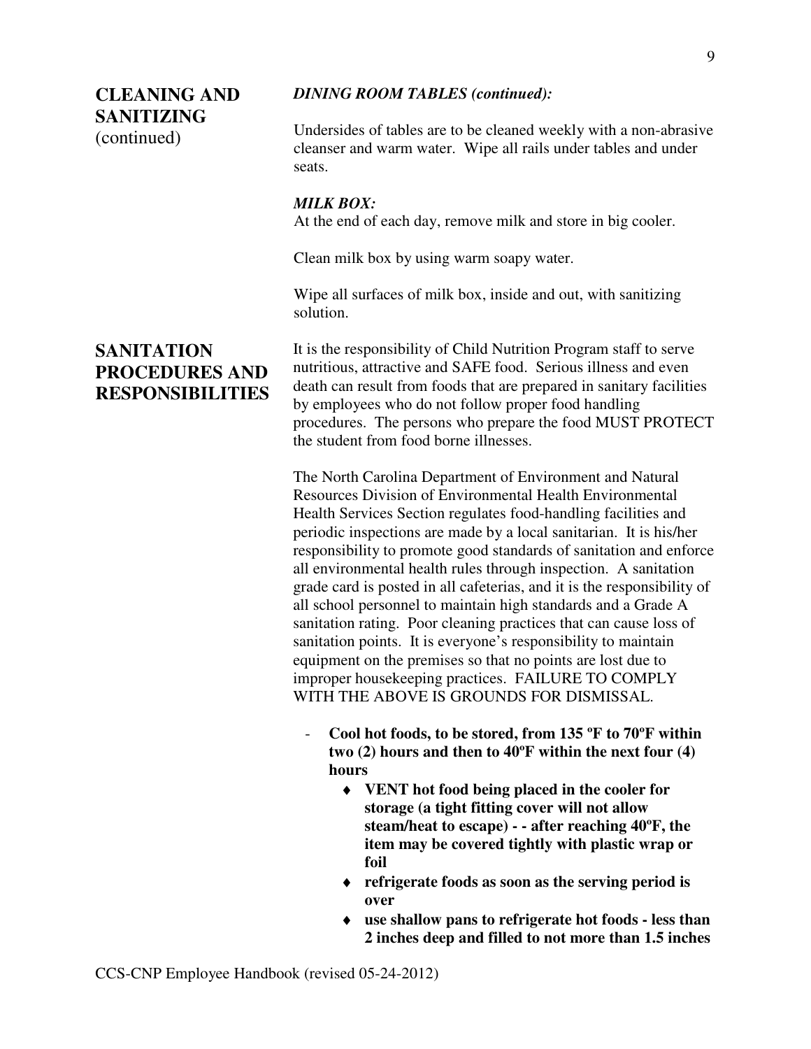## CLEANING AND SANITIZING (continued)

***DINING ROOM TABLES (continued):***

Undersides of tables are to be cleaned weekly with a non-abrasive cleanser and warm water. Wipe all rails under tables and under seats.

***MILK BOX:***

At the end of each day, remove milk and store in big cooler.

Clean milk box by using warm soapy water.

Wipe all surfaces of milk box, inside and out, with sanitizing solution.

## SANITATION PROCEDURES AND RESPONSIBILITIES

It is the responsibility of Child Nutrition Program staff to serve nutritious, attractive and SAFE food. Serious illness and even death can result from foods that are prepared in sanitary facilities by employees who do not follow proper food handling procedures. The persons who prepare the food MUST PROTECT the student from food borne illnesses.

The North Carolina Department of Environment and Natural Resources Division of Environmental Health Environmental Health Services Section regulates food-handling facilities and periodic inspections are made by a local sanitarian. It is his/her responsibility to promote good standards of sanitation and enforce all environmental health rules through inspection. A sanitation grade card is posted in all cafeterias, and it is the responsibility of all school personnel to maintain high standards and a Grade A sanitation rating. Poor cleaning practices that can cause loss of sanitation points. It is everyone's responsibility to maintain equipment on the premises so that no points are lost due to improper housekeeping practices. FAILURE TO COMPLY WITH THE ABOVE IS GROUNDS FOR DISMISSAL.

- **Cool hot foods, to be stored, from 135 ºF to 70ºF within two (2) hours and then to 40ºF within the next four (4) hours**
  - **VENT hot food being placed in the cooler for storage (a tight fitting cover will not allow steam/heat to escape) - - after reaching 40ºF, the item may be covered tightly with plastic wrap or foil**
  - **refrigerate foods as soon as the serving period is over**
  - **use shallow pans to refrigerate hot foods - less than 2 inches deep and filled to not more than 1.5 inches**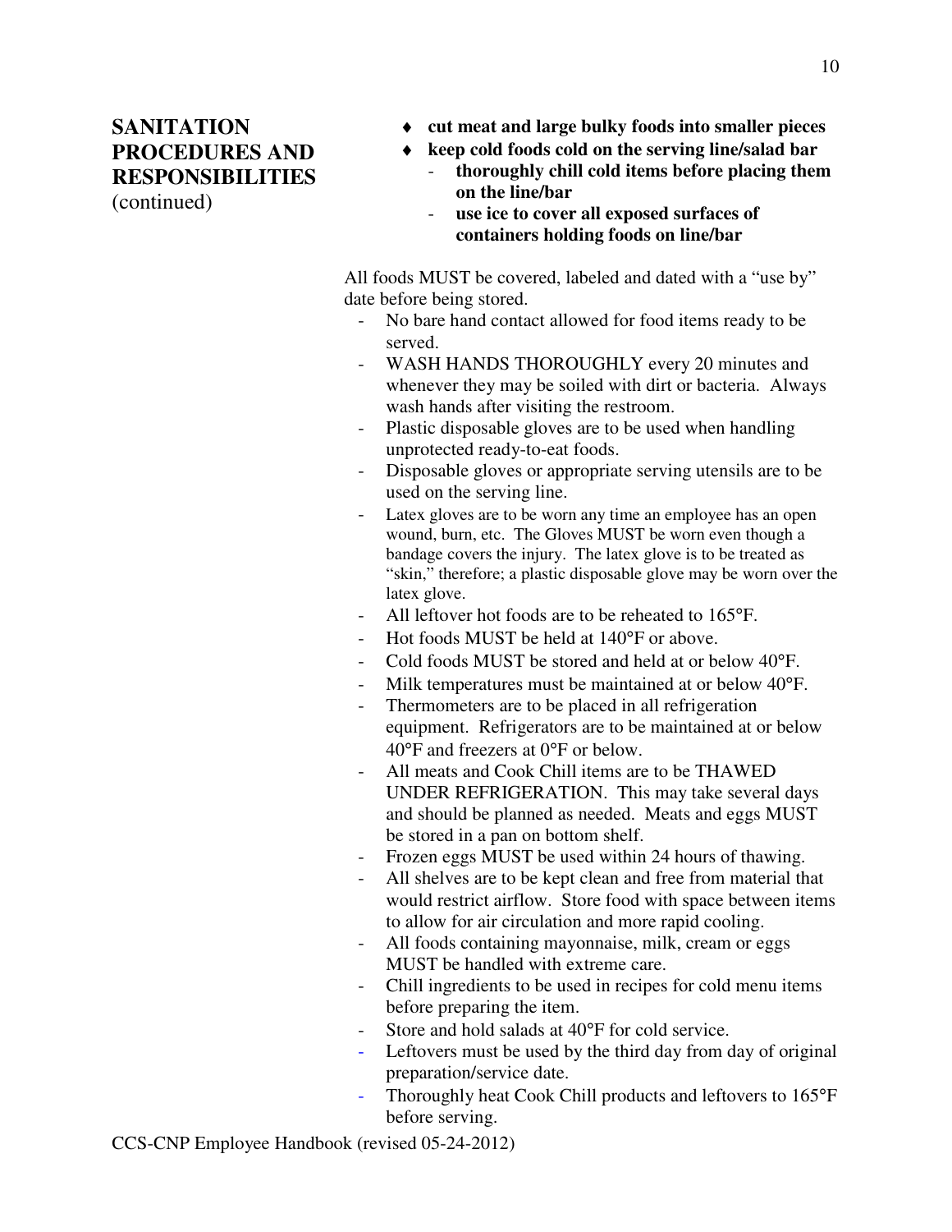## SANITATION PROCEDURES AND RESPONSIBILITIES
(continued)

- **cut meat and large bulky foods into smaller pieces**
- **keep cold foods cold on the serving line/salad bar**
  - **thoroughly chill cold items before placing them on the line/bar**
  - **use ice to cover all exposed surfaces of containers holding foods on line/bar**

All foods MUST be covered, labeled and dated with a "use by" date before being stored.

- No bare hand contact allowed for food items ready to be served.
- WASH HANDS THOROUGHLY every 20 minutes and whenever they may be soiled with dirt or bacteria. Always wash hands after visiting the restroom.
- Plastic disposable gloves are to be used when handling unprotected ready-to-eat foods.
- Disposable gloves or appropriate serving utensils are to be used on the serving line.
- Latex gloves are to be worn any time an employee has an open wound, burn, etc. The Gloves MUST be worn even though a bandage covers the injury. The latex glove is to be treated as "skin," therefore; a plastic disposable glove may be worn over the latex glove.
- All leftover hot foods are to be reheated to 165°F.
- Hot foods MUST be held at 140°F or above.
- Cold foods MUST be stored and held at or below 40°F.
- Milk temperatures must be maintained at or below 40°F.
- Thermometers are to be placed in all refrigeration equipment. Refrigerators are to be maintained at or below 40°F and freezers at 0°F or below.
- All meats and Cook Chill items are to be THAWED UNDER REFRIGERATION. This may take several days and should be planned as needed. Meats and eggs MUST be stored in a pan on bottom shelf.
- Frozen eggs MUST be used within 24 hours of thawing.
- All shelves are to be kept clean and free from material that would restrict airflow. Store food with space between items to allow for air circulation and more rapid cooling.
- All foods containing mayonnaise, milk, cream or eggs MUST be handled with extreme care.
- Chill ingredients to be used in recipes for cold menu items before preparing the item.
- Store and hold salads at 40°F for cold service.
- Leftovers must be used by the third day from day of original preparation/service date.
- Thoroughly heat Cook Chill products and leftovers to 165°F before serving.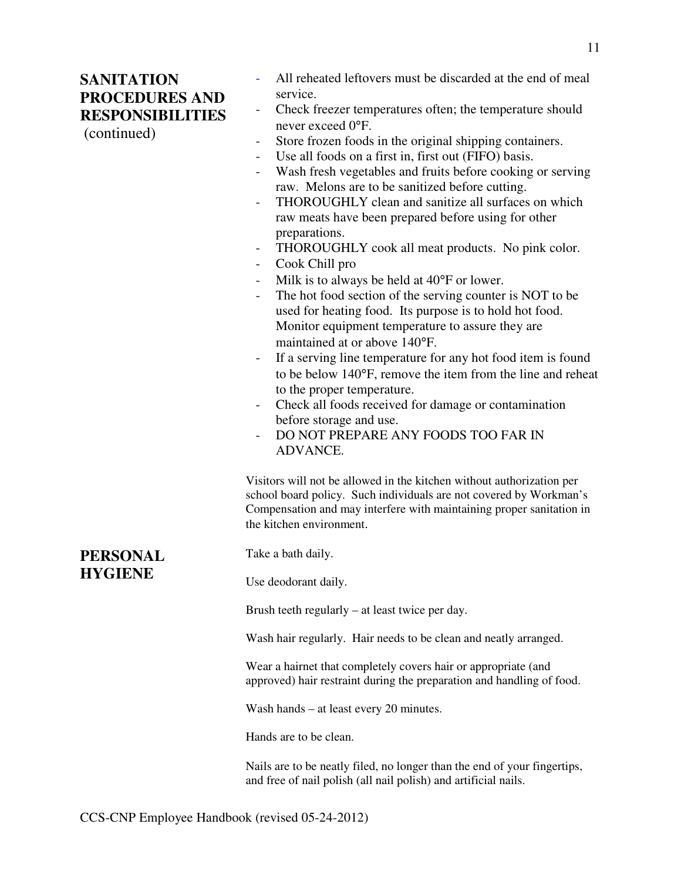## SANITATION PROCEDURES AND RESPONSIBILITIES (continued)

- All reheated leftovers must be discarded at the end of meal service.
- Check freezer temperatures often; the temperature should never exceed 0°F.
- Store frozen foods in the original shipping containers.
- Use all foods on a first in, first out (FIFO) basis.
- Wash fresh vegetables and fruits before cooking or serving raw. Melons are to be sanitized before cutting.
- THOROUGHLY clean and sanitize all surfaces on which raw meats have been prepared before using for other preparations.
- THOROUGHLY cook all meat products. No pink color.
- Cook Chill pro
- Milk is to always be held at 40°F or lower.
- The hot food section of the serving counter is NOT to be used for heating food. Its purpose is to hold hot food. Monitor equipment temperature to assure they are maintained at or above 140°F.
- If a serving line temperature for any hot food item is found to be below 140°F, remove the item from the line and reheat to the proper temperature.
- Check all foods received for damage or contamination before storage and use.
- DO NOT PREPARE ANY FOODS TOO FAR IN ADVANCE.

Visitors will not be allowed in the kitchen without authorization per school board policy. Such individuals are not covered by Workman's Compensation and may interfere with maintaining proper sanitation in the kitchen environment.

## PERSONAL HYGIENE

Take a bath daily.

Use deodorant daily.

Brush teeth regularly – at least twice per day.

Wash hair regularly. Hair needs to be clean and neatly arranged.

Wear a hairnet that completely covers hair or appropriate (and approved) hair restraint during the preparation and handling of food.

Wash hands – at least every 20 minutes.

Hands are to be clean.

Nails are to be neatly filed, no longer than the end of your fingertips, and free of nail polish (all nail polish) and artificial nails.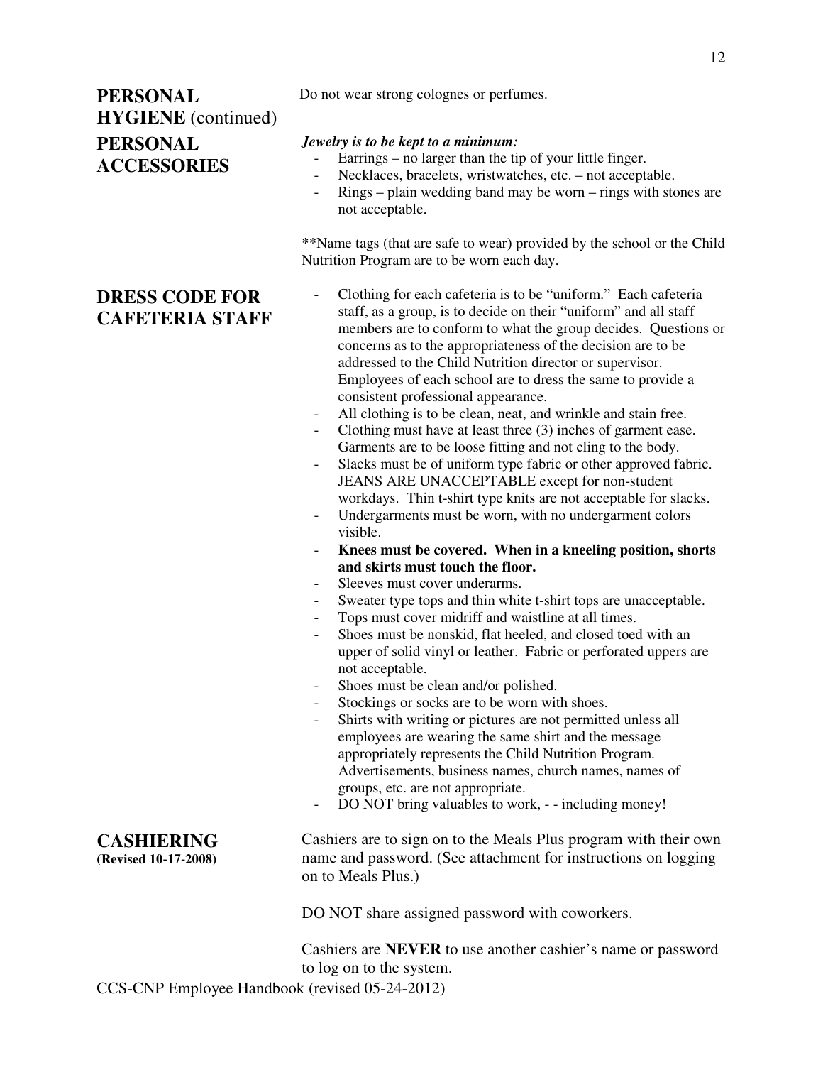## PERSONAL HYGIENE (continued)

Do not wear strong colognes or perfumes.

## PERSONAL ACCESSORIES

***Jewelry is to be kept to a minimum:***

- Earrings – no larger than the tip of your little finger.
- Necklaces, bracelets, wristwatches, etc. – not acceptable.
- Rings – plain wedding band may be worn – rings with stones are not acceptable.

**Name tags (that are safe to wear) provided by the school or the Child Nutrition Program are to be worn each day.

## DRESS CODE FOR CAFETERIA STAFF

- Clothing for each cafeteria is to be "uniform." Each cafeteria staff, as a group, is to decide on their "uniform" and all staff members are to conform to what the group decides. Questions or concerns as to the appropriateness of the decision are to be addressed to the Child Nutrition director or supervisor. Employees of each school are to dress the same to provide a consistent professional appearance.
- All clothing is to be clean, neat, and wrinkle and stain free.
- Clothing must have at least three (3) inches of garment ease. Garments are to be loose fitting and not cling to the body.
- Slacks must be of uniform type fabric or other approved fabric. JEANS ARE UNACCEPTABLE except for non-student workdays. Thin t-shirt type knits are not acceptable for slacks.
- Undergarments must be worn, with no undergarment colors visible.
- **Knees must be covered. When in a kneeling position, shorts and skirts must touch the floor.**
- Sleeves must cover underarms.
- Sweater type tops and thin white t-shirt tops are unacceptable.
- Tops must cover midriff and waistline at all times.
- Shoes must be nonskid, flat heeled, and closed toed with an upper of solid vinyl or leather. Fabric or perforated uppers are not acceptable.
- Shoes must be clean and/or polished.
- Stockings or socks are to be worn with shoes.
- Shirts with writing or pictures are not permitted unless all employees are wearing the same shirt and the message appropriately represents the Child Nutrition Program. Advertisements, business names, church names, names of groups, etc. are not appropriate.
- DO NOT bring valuables to work, - - including money!

## CASHIERING

**(Revised 10-17-2008)**

Cashiers are to sign on to the Meals Plus program with their own name and password. (See attachment for instructions on logging on to Meals Plus.)

DO NOT share assigned password with coworkers.

Cashiers are **NEVER** to use another cashier's name or password to log on to the system.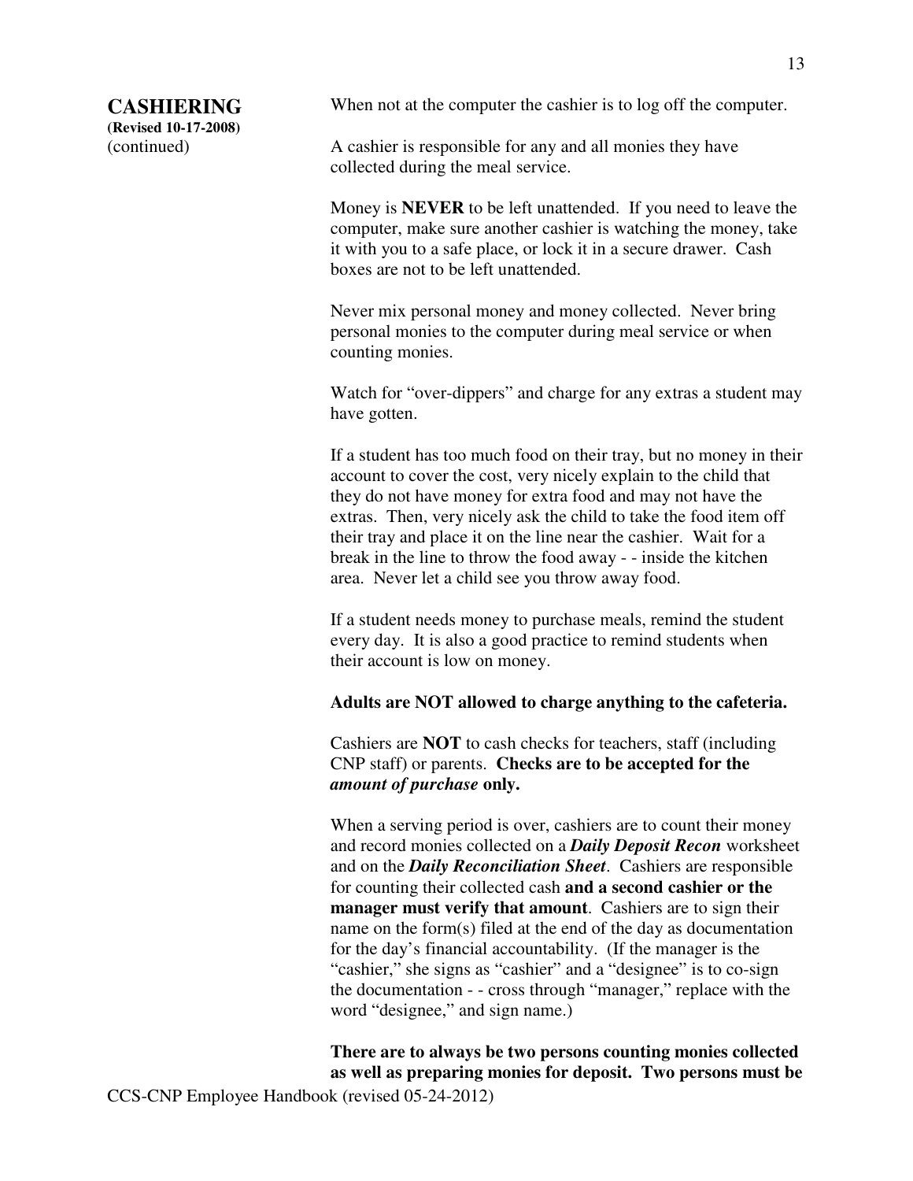## CASHIERING

**(Revised 10-17-2008)**
(continued)

When not at the computer the cashier is to log off the computer.

A cashier is responsible for any and all monies they have collected during the meal service.

Money is **NEVER** to be left unattended. If you need to leave the computer, make sure another cashier is watching the money, take it with you to a safe place, or lock it in a secure drawer. Cash boxes are not to be left unattended.

Never mix personal money and money collected. Never bring personal monies to the computer during meal service or when counting monies.

Watch for "over-dippers" and charge for any extras a student may have gotten.

If a student has too much food on their tray, but no money in their account to cover the cost, very nicely explain to the child that they do not have money for extra food and may not have the extras. Then, very nicely ask the child to take the food item off their tray and place it on the line near the cashier. Wait for a break in the line to throw the food away - - inside the kitchen area. Never let a child see you throw away food.

If a student needs money to purchase meals, remind the student every day. It is also a good practice to remind students when their account is low on money.

**Adults are NOT allowed to charge anything to the cafeteria.**

Cashiers are **NOT** to cash checks for teachers, staff (including CNP staff) or parents. **Checks are to be accepted for the *amount of purchase* only.**

When a serving period is over, cashiers are to count their money and record monies collected on a ***Daily Deposit Recon*** worksheet and on the ***Daily Reconciliation Sheet***. Cashiers are responsible for counting their collected cash **and a second cashier or the manager must verify that amount**. Cashiers are to sign their name on the form(s) filed at the end of the day as documentation for the day's financial accountability. (If the manager is the "cashier," she signs as "cashier" and a "designee" is to co-sign the documentation - - cross through "manager," replace with the word "designee," and sign name.)

**There are to always be two persons counting monies collected as well as preparing monies for deposit. Two persons must be**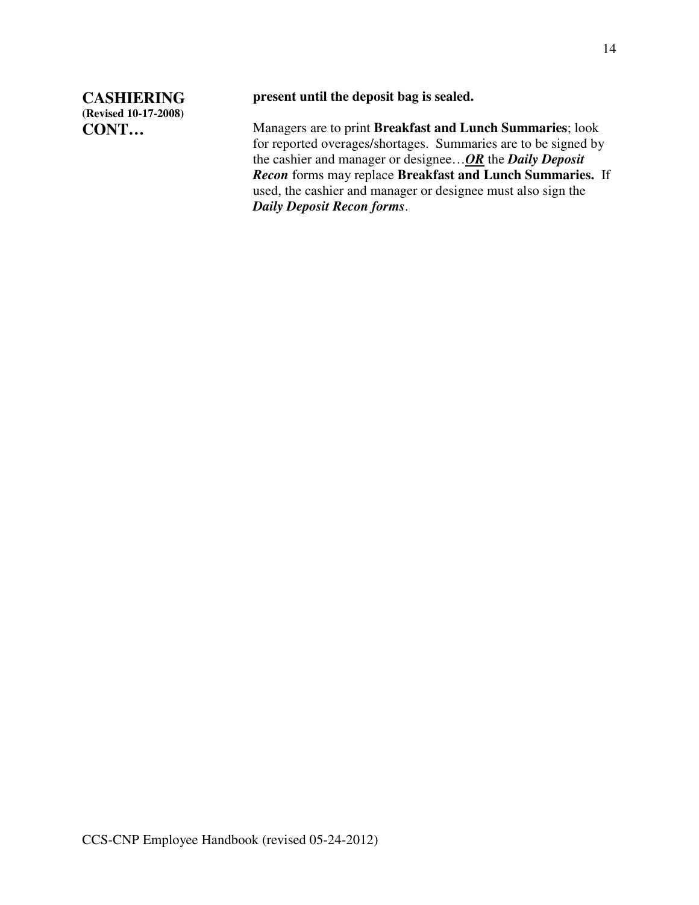**CASHIERING**
**(Revised 10-17-2008)**
**CONT…**

**present until the deposit bag is sealed.**

Managers are to print **Breakfast and Lunch Summaries**; look for reported overages/shortages. Summaries are to be signed by the cashier and manager or designee…***OR*** the ***Daily Deposit Recon*** forms may replace **Breakfast and Lunch Summaries.** If used, the cashier and manager or designee must also sign the ***Daily Deposit Recon forms***.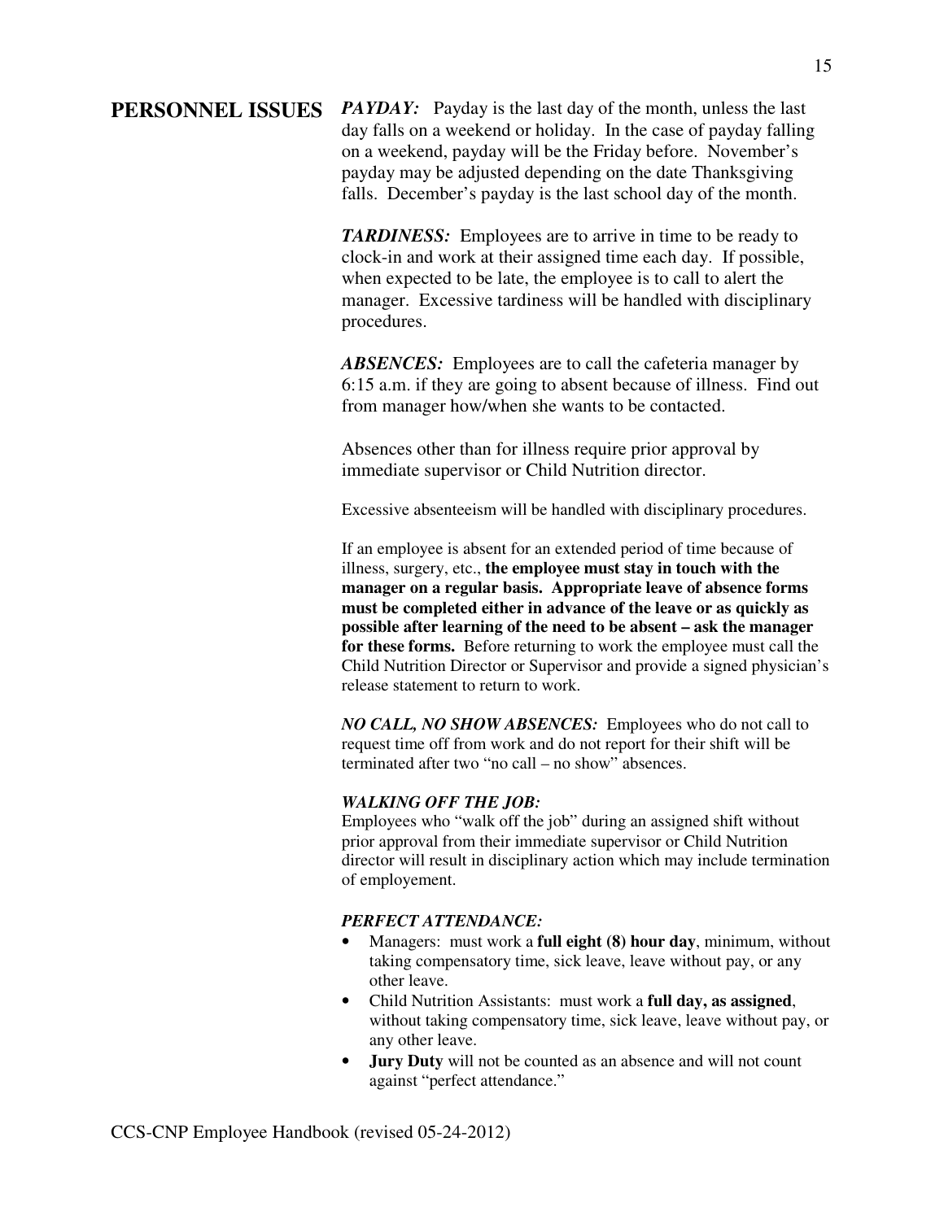## PERSONNEL ISSUES

***PAYDAY:*** Payday is the last day of the month, unless the last day falls on a weekend or holiday. In the case of payday falling on a weekend, payday will be the Friday before. November's payday may be adjusted depending on the date Thanksgiving falls. December's payday is the last school day of the month.

***TARDINESS:*** Employees are to arrive in time to be ready to clock-in and work at their assigned time each day. If possible, when expected to be late, the employee is to call to alert the manager. Excessive tardiness will be handled with disciplinary procedures.

***ABSENCES:*** Employees are to call the cafeteria manager by 6:15 a.m. if they are going to absent because of illness. Find out from manager how/when she wants to be contacted.

Absences other than for illness require prior approval by immediate supervisor or Child Nutrition director.

Excessive absenteeism will be handled with disciplinary procedures.

If an employee is absent for an extended period of time because of illness, surgery, etc., **the employee must stay in touch with the manager on a regular basis. Appropriate leave of absence forms must be completed either in advance of the leave or as quickly as possible after learning of the need to be absent – ask the manager for these forms.** Before returning to work the employee must call the Child Nutrition Director or Supervisor and provide a signed physician's release statement to return to work.

***NO CALL, NO SHOW ABSENCES:*** Employees who do not call to request time off from work and do not report for their shift will be terminated after two "no call – no show" absences.

***WALKING OFF THE JOB:***
Employees who "walk off the job" during an assigned shift without prior approval from their immediate supervisor or Child Nutrition director will result in disciplinary action which may include termination of employement.

***PERFECT ATTENDANCE:***
- Managers: must work a **full eight (8) hour day**, minimum, without taking compensatory time, sick leave, leave without pay, or any other leave.
- Child Nutrition Assistants: must work a **full day, as assigned**, without taking compensatory time, sick leave, leave without pay, or any other leave.
- **Jury Duty** will not be counted as an absence and will not count against "perfect attendance."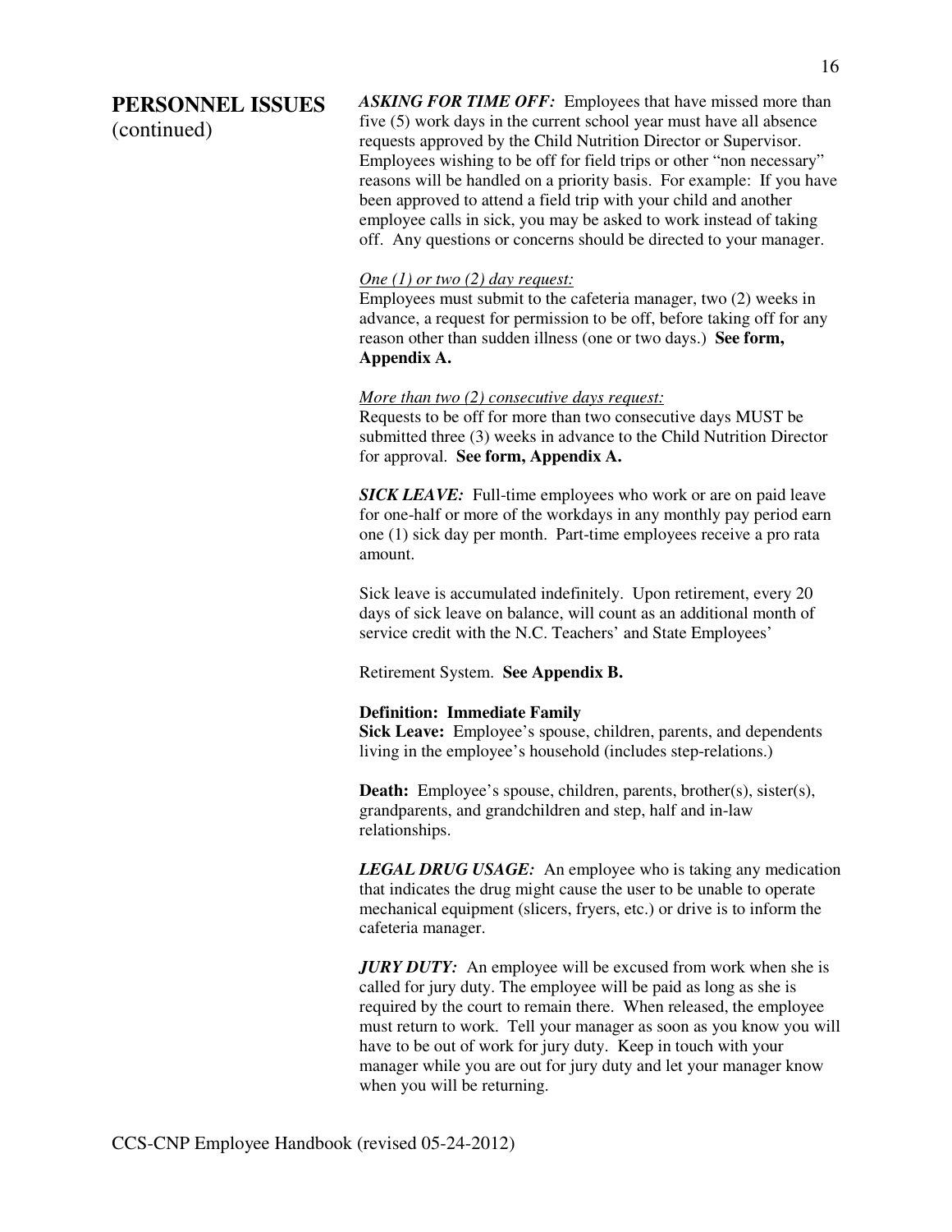## PERSONNEL ISSUES (continued)

***ASKING FOR TIME OFF:*** Employees that have missed more than five (5) work days in the current school year must have all absence requests approved by the Child Nutrition Director or Supervisor. Employees wishing to be off for field trips or other "non necessary" reasons will be handled on a priority basis. For example: If you have been approved to attend a field trip with your child and another employee calls in sick, you may be asked to work instead of taking off. Any questions or concerns should be directed to your manager.

*One (1) or two (2) day request:*
Employees must submit to the cafeteria manager, two (2) weeks in advance, a request for permission to be off, before taking off for any reason other than sudden illness (one or two days.) **See form, Appendix A.**

*More than two (2) consecutive days request:*
Requests to be off for more than two consecutive days MUST be submitted three (3) weeks in advance to the Child Nutrition Director for approval. **See form, Appendix A.**

***SICK LEAVE:*** Full-time employees who work or are on paid leave for one-half or more of the workdays in any monthly pay period earn one (1) sick day per month. Part-time employees receive a pro rata amount.

Sick leave is accumulated indefinitely. Upon retirement, every 20 days of sick leave on balance, will count as an additional month of service credit with the N.C. Teachers' and State Employees' Retirement System. **See Appendix B.**

**Definition: Immediate Family**
**Sick Leave:** Employee's spouse, children, parents, and dependents living in the employee's household (includes step-relations.)

**Death:** Employee's spouse, children, parents, brother(s), sister(s), grandparents, and grandchildren and step, half and in-law relationships.

***LEGAL DRUG USAGE:*** An employee who is taking any medication that indicates the drug might cause the user to be unable to operate mechanical equipment (slicers, fryers, etc.) or drive is to inform the cafeteria manager.

***JURY DUTY:*** An employee will be excused from work when she is called for jury duty. The employee will be paid as long as she is required by the court to remain there. When released, the employee must return to work. Tell your manager as soon as you know you will have to be out of work for jury duty. Keep in touch with your manager while you are out for jury duty and let your manager know when you will be returning.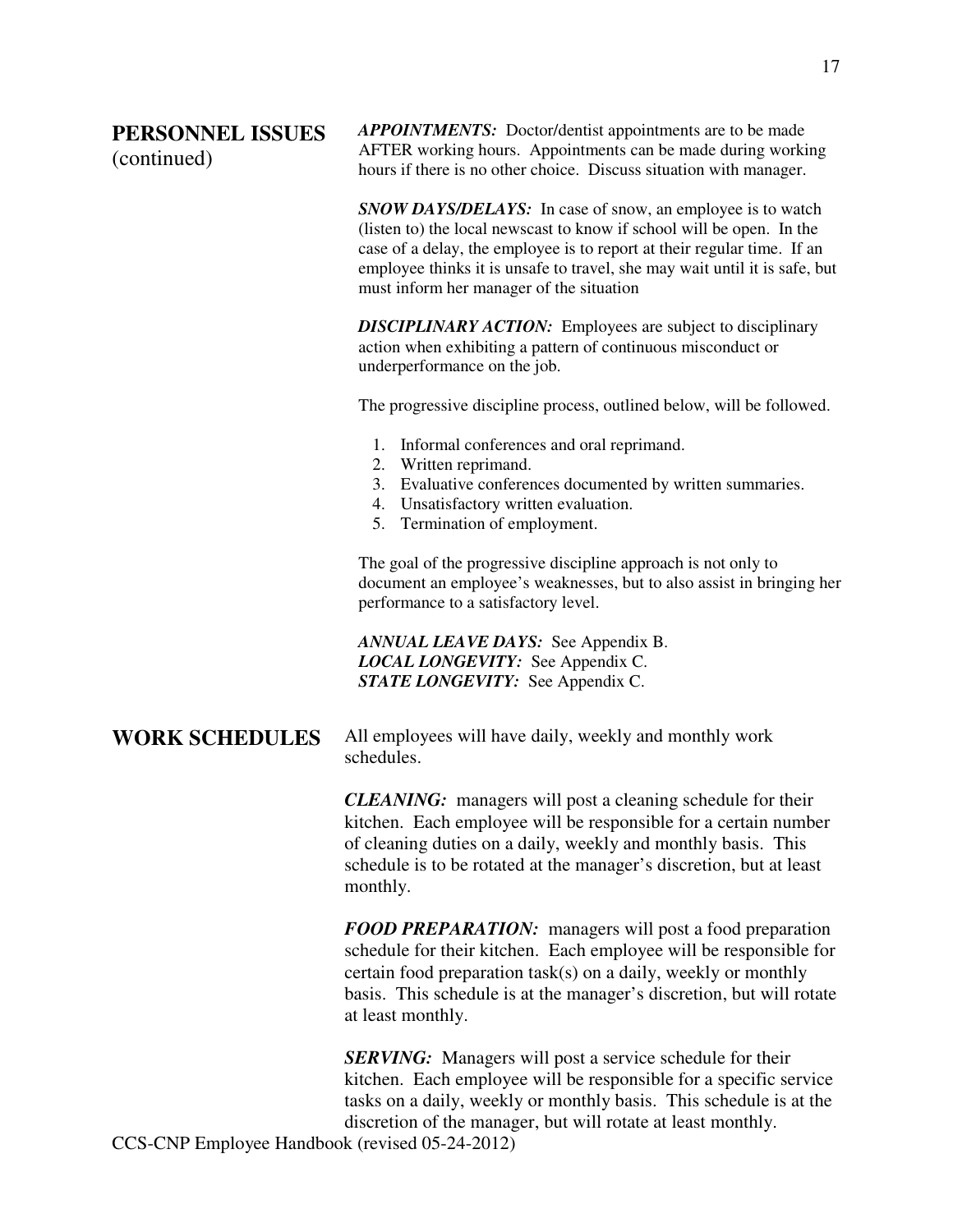## PERSONNEL ISSUES (continued)

***APPOINTMENTS:*** Doctor/dentist appointments are to be made AFTER working hours. Appointments can be made during working hours if there is no other choice. Discuss situation with manager.

***SNOW DAYS/DELAYS:*** In case of snow, an employee is to watch (listen to) the local newscast to know if school will be open. In the case of a delay, the employee is to report at their regular time. If an employee thinks it is unsafe to travel, she may wait until it is safe, but must inform her manager of the situation

***DISCIPLINARY ACTION:*** Employees are subject to disciplinary action when exhibiting a pattern of continuous misconduct or underperformance on the job.

The progressive discipline process, outlined below, will be followed.

1. Informal conferences and oral reprimand.
2. Written reprimand.
3. Evaluative conferences documented by written summaries.
4. Unsatisfactory written evaluation.
5. Termination of employment.

The goal of the progressive discipline approach is not only to document an employee's weaknesses, but to also assist in bringing her performance to a satisfactory level.

***ANNUAL LEAVE DAYS:*** See Appendix B.
***LOCAL LONGEVITY:*** See Appendix C.
***STATE LONGEVITY:*** See Appendix C.

## WORK SCHEDULES

All employees will have daily, weekly and monthly work schedules.

***CLEANING:*** managers will post a cleaning schedule for their kitchen. Each employee will be responsible for a certain number of cleaning duties on a daily, weekly and monthly basis. This schedule is to be rotated at the manager's discretion, but at least monthly.

***FOOD PREPARATION:*** managers will post a food preparation schedule for their kitchen. Each employee will be responsible for certain food preparation task(s) on a daily, weekly or monthly basis. This schedule is at the manager's discretion, but will rotate at least monthly.

***SERVING:*** Managers will post a service schedule for their kitchen. Each employee will be responsible for a specific service tasks on a daily, weekly or monthly basis. This schedule is at the discretion of the manager, but will rotate at least monthly.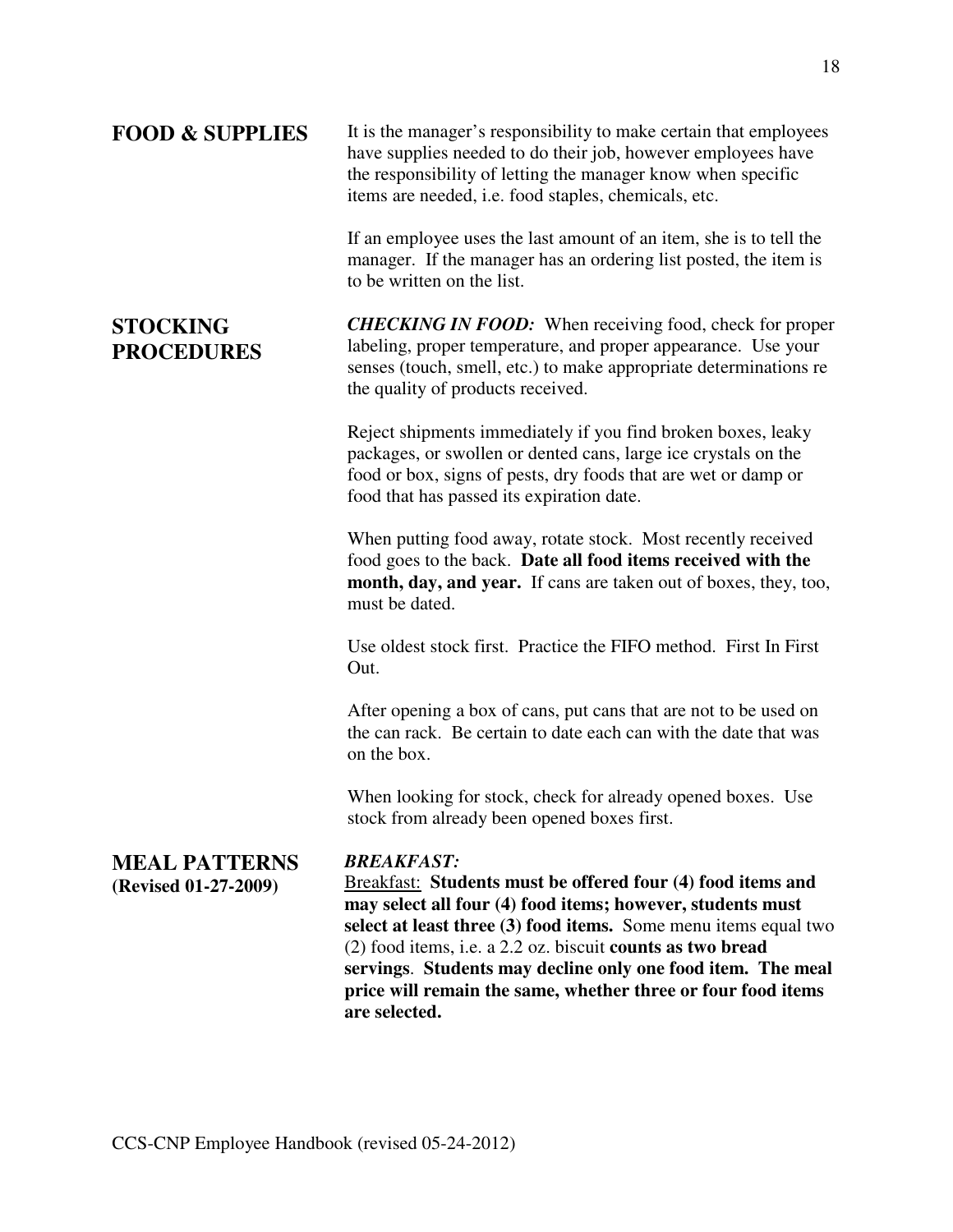## FOOD & SUPPLIES

It is the manager's responsibility to make certain that employees have supplies needed to do their job, however employees have the responsibility of letting the manager know when specific items are needed, i.e. food staples, chemicals, etc.

If an employee uses the last amount of an item, she is to tell the manager. If the manager has an ordering list posted, the item is to be written on the list.

## STOCKING PROCEDURES

***CHECKING IN FOOD:*** When receiving food, check for proper labeling, proper temperature, and proper appearance. Use your senses (touch, smell, etc.) to make appropriate determinations re the quality of products received.

Reject shipments immediately if you find broken boxes, leaky packages, or swollen or dented cans, large ice crystals on the food or box, signs of pests, dry foods that are wet or damp or food that has passed its expiration date.

When putting food away, rotate stock. Most recently received food goes to the back. **Date all food items received with the month, day, and year.** If cans are taken out of boxes, they, too, must be dated.

Use oldest stock first. Practice the FIFO method. First In First Out.

After opening a box of cans, put cans that are not to be used on the can rack. Be certain to date each can with the date that was on the box.

When looking for stock, check for already opened boxes. Use stock from already been opened boxes first.

## MEAL PATTERNS

**(Revised 01-27-2009)**

***BREAKFAST:***

<u>Breakfast:</u> **Students must be offered four (4) food items and may select all four (4) food items; however, students must select at least three (3) food items.** Some menu items equal two (2) food items, i.e. a 2.2 oz. biscuit **counts as two bread servings**. **Students may decline only one food item. The meal price will remain the same, whether three or four food items are selected.**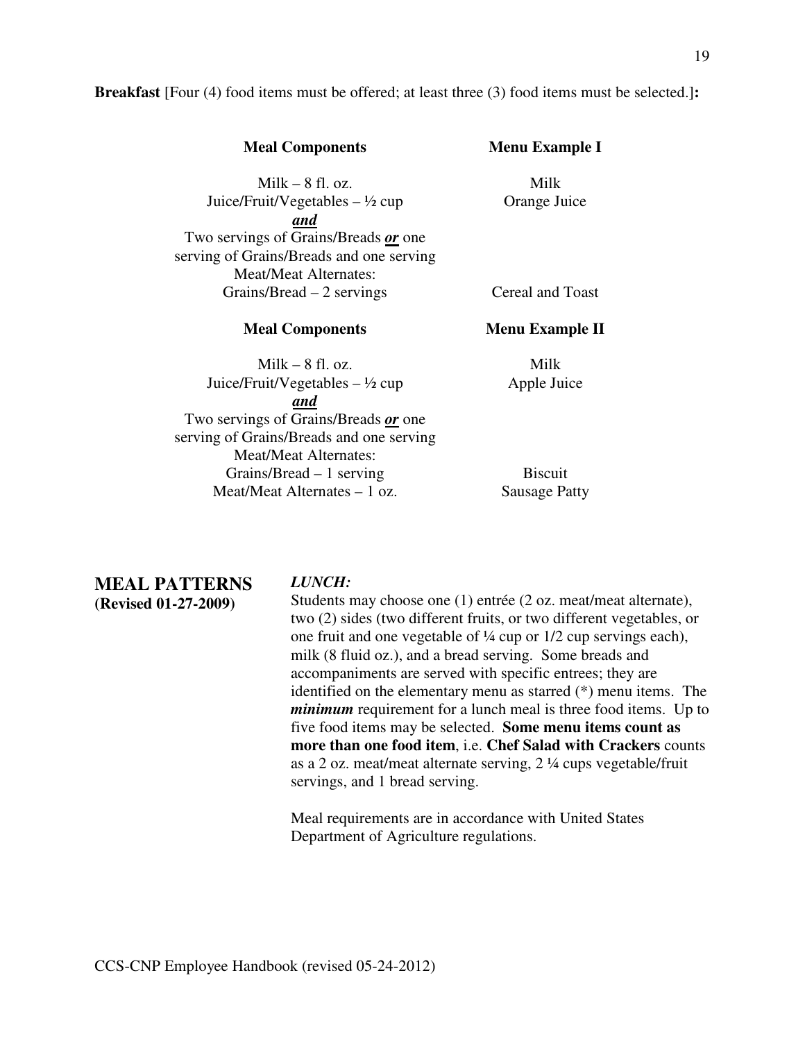**Breakfast** [Four (4) food items must be offered; at least three (3) food items must be selected.]**:**

| **Meal Components** | **Menu Example I** |
|---|---|
| Milk – 8 fl. oz. | Milk |
| Juice/Fruit/Vegetables – ½ cup | Orange Juice |
| ***and*** | |
| Two servings of Grains/Breads ***or*** one serving of Grains/Breads and one serving Meat/Meat Alternates: | |
| Grains/Bread – 2 servings | Cereal and Toast |

| **Meal Components** | **Menu Example II** |
|---|---|
| Milk – 8 fl. oz. | Milk |
| Juice/Fruit/Vegetables – ½ cup | Apple Juice |
| ***and*** | |
| Two servings of Grains/Breads ***or*** one serving of Grains/Breads and one serving Meat/Meat Alternates: | |
| Grains/Bread – 1 serving | Biscuit |
| Meat/Meat Alternates – 1 oz. | Sausage Patty |

## MEAL PATTERNS
**(Revised 01-27-2009)**

***LUNCH:***

Students may choose one (1) entrée (2 oz. meat/meat alternate), two (2) sides (two different fruits, or two different vegetables, or one fruit and one vegetable of ¼ cup or 1/2 cup servings each), milk (8 fluid oz.), and a bread serving. Some breads and accompaniments are served with specific entrees; they are identified on the elementary menu as starred (*) menu items. The ***minimum*** requirement for a lunch meal is three food items. Up to five food items may be selected. **Some menu items count as more than one food item**, i.e. **Chef Salad with Crackers** counts as a 2 oz. meat/meat alternate serving, 2 ¼ cups vegetable/fruit servings, and 1 bread serving.

Meal requirements are in accordance with United States Department of Agriculture regulations.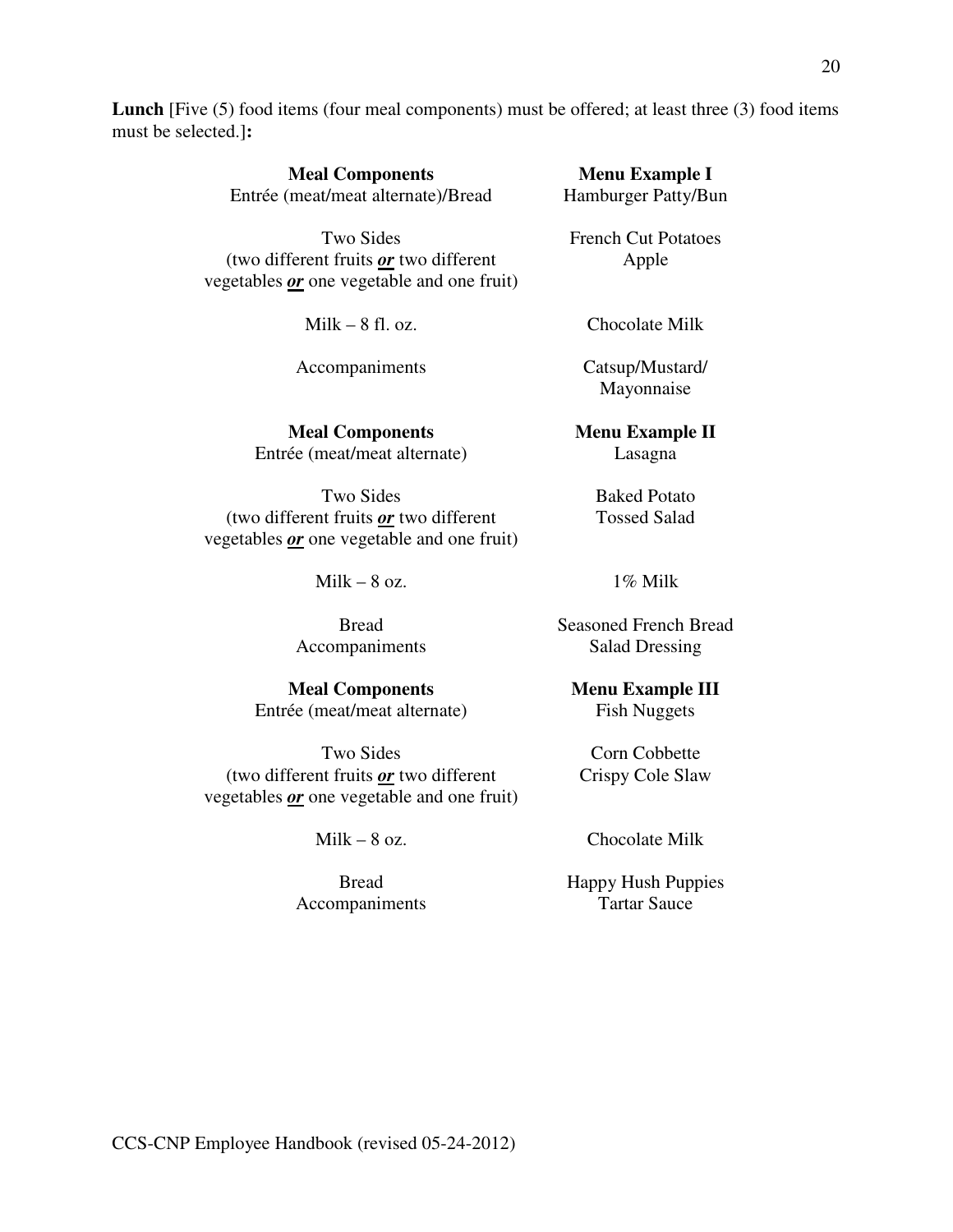**Lunch** [Five (5) food items (four meal components) must be offered; at least three (3) food items must be selected.]**:**

| **Meal Components** | **Menu Example I** |
|---|---|
| Entrée (meat/meat alternate)/Bread | Hamburger Patty/Bun |
| Two Sides (two different fruits ***or*** two different vegetables ***or*** one vegetable and one fruit) | French Cut Potatoes<br>Apple |
| Milk – 8 fl. oz. | Chocolate Milk |
| Accompaniments | Catsup/Mustard/ Mayonnaise |

| **Meal Components** | **Menu Example II** |
|---|---|
| Entrée (meat/meat alternate) | Lasagna |
| Two Sides (two different fruits ***or*** two different vegetables ***or*** one vegetable and one fruit) | Baked Potato<br>Tossed Salad |
| Milk – 8 oz. | 1% Milk |
| Bread | Seasoned French Bread |
| Accompaniments | Salad Dressing |

| **Meal Components** | **Menu Example III** |
|---|---|
| Entrée (meat/meat alternate) | Fish Nuggets |
| Two Sides (two different fruits ***or*** two different vegetables ***or*** one vegetable and one fruit) | Corn Cobbette<br>Crispy Cole Slaw |
| Milk – 8 oz. | Chocolate Milk |
| Bread | Happy Hush Puppies |
| Accompaniments | Tartar Sauce |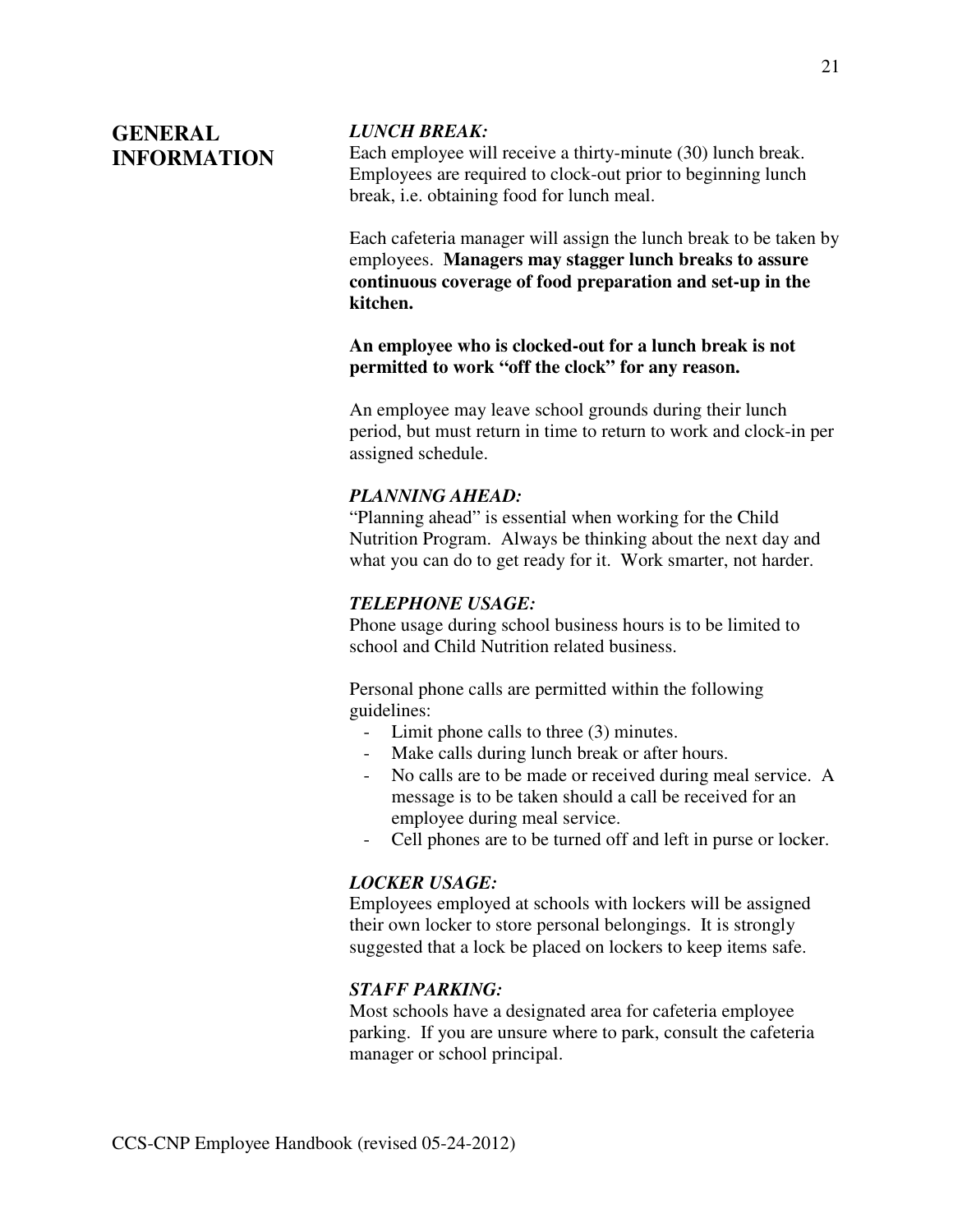## GENERAL INFORMATION

***LUNCH BREAK:***
Each employee will receive a thirty-minute (30) lunch break. Employees are required to clock-out prior to beginning lunch break, i.e. obtaining food for lunch meal.

Each cafeteria manager will assign the lunch break to be taken by employees. **Managers may stagger lunch breaks to assure continuous coverage of food preparation and set-up in the kitchen.**

**An employee who is clocked-out for a lunch break is not permitted to work "off the clock" for any reason.**

An employee may leave school grounds during their lunch period, but must return in time to return to work and clock-in per assigned schedule.

***PLANNING AHEAD:***
"Planning ahead" is essential when working for the Child Nutrition Program. Always be thinking about the next day and what you can do to get ready for it. Work smarter, not harder.

***TELEPHONE USAGE:***
Phone usage during school business hours is to be limited to school and Child Nutrition related business.

Personal phone calls are permitted within the following guidelines:

- Limit phone calls to three (3) minutes.
- Make calls during lunch break or after hours.
- No calls are to be made or received during meal service. A message is to be taken should a call be received for an employee during meal service.
- Cell phones are to be turned off and left in purse or locker.

***LOCKER USAGE:***
Employees employed at schools with lockers will be assigned their own locker to store personal belongings. It is strongly suggested that a lock be placed on lockers to keep items safe.

***STAFF PARKING:***
Most schools have a designated area for cafeteria employee parking. If you are unsure where to park, consult the cafeteria manager or school principal.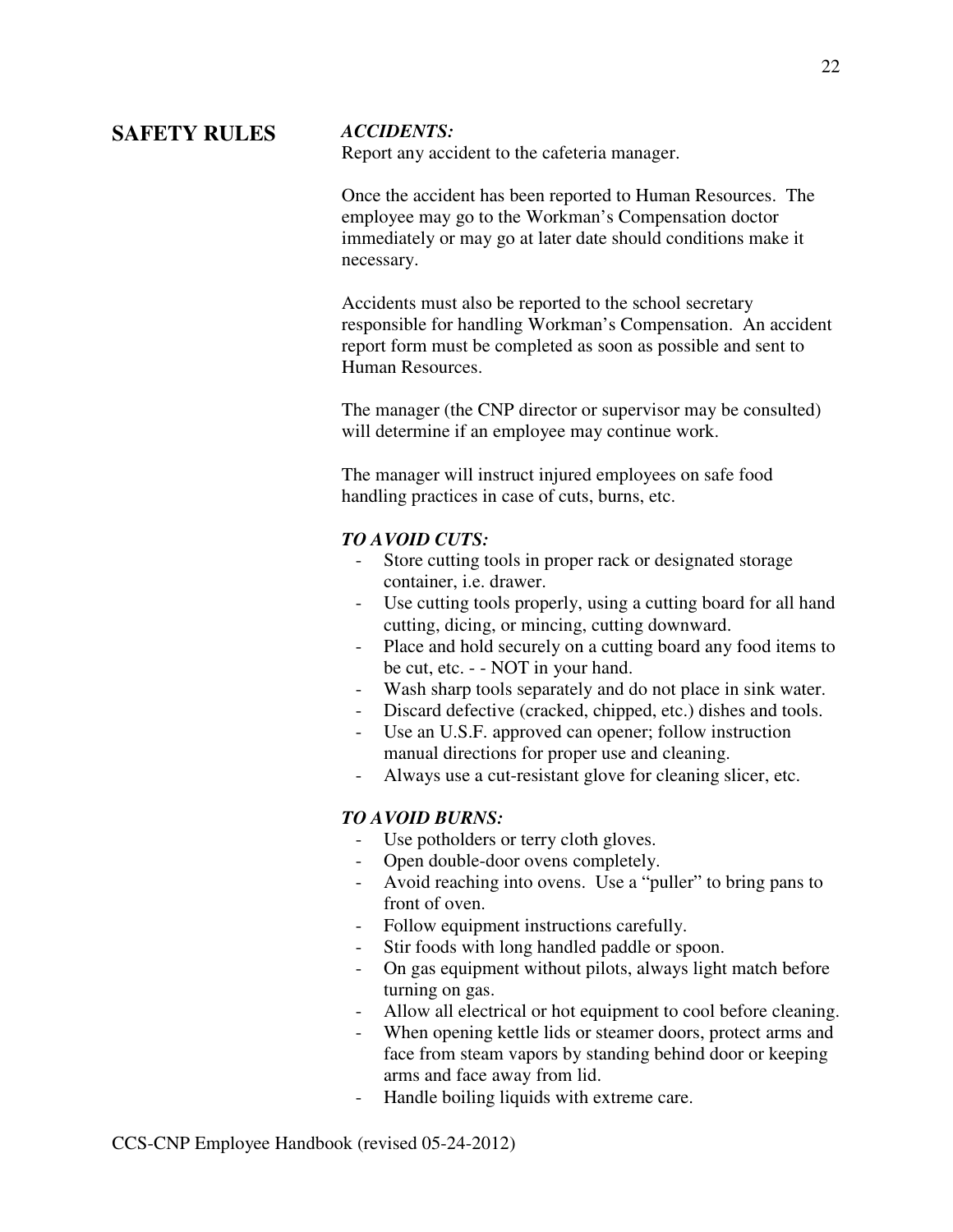## SAFETY RULES

***ACCIDENTS:***

Report any accident to the cafeteria manager.

Once the accident has been reported to Human Resources. The employee may go to the Workman's Compensation doctor immediately or may go at later date should conditions make it necessary.

Accidents must also be reported to the school secretary responsible for handling Workman's Compensation. An accident report form must be completed as soon as possible and sent to Human Resources.

The manager (the CNP director or supervisor may be consulted) will determine if an employee may continue work.

The manager will instruct injured employees on safe food handling practices in case of cuts, burns, etc.

***TO AVOID CUTS:***

- Store cutting tools in proper rack or designated storage container, i.e. drawer.
- Use cutting tools properly, using a cutting board for all hand cutting, dicing, or mincing, cutting downward.
- Place and hold securely on a cutting board any food items to be cut, etc. - - NOT in your hand.
- Wash sharp tools separately and do not place in sink water.
- Discard defective (cracked, chipped, etc.) dishes and tools.
- Use an U.S.F. approved can opener; follow instruction manual directions for proper use and cleaning.
- Always use a cut-resistant glove for cleaning slicer, etc.

***TO AVOID BURNS:***

- Use potholders or terry cloth gloves.
- Open double-door ovens completely.
- Avoid reaching into ovens. Use a "puller" to bring pans to front of oven.
- Follow equipment instructions carefully.
- Stir foods with long handled paddle or spoon.
- On gas equipment without pilots, always light match before turning on gas.
- Allow all electrical or hot equipment to cool before cleaning.
- When opening kettle lids or steamer doors, protect arms and face from steam vapors by standing behind door or keeping arms and face away from lid.
- Handle boiling liquids with extreme care.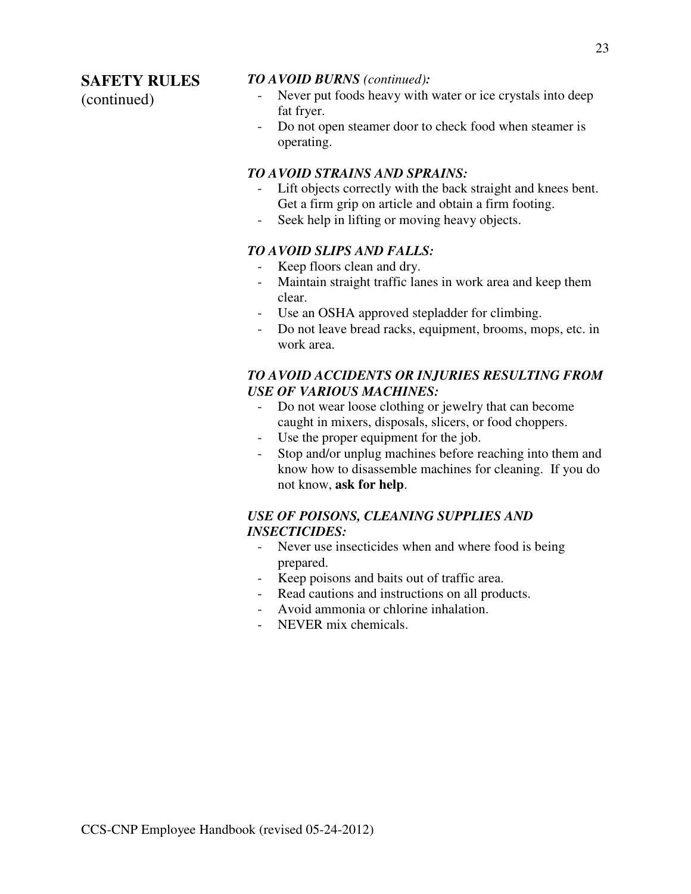## SAFETY RULES (continued)

***TO AVOID BURNS** (continued)**:***

- Never put foods heavy with water or ice crystals into deep fat fryer.
- Do not open steamer door to check food when steamer is operating.

***TO AVOID STRAINS AND SPRAINS:***

- Lift objects correctly with the back straight and knees bent. Get a firm grip on article and obtain a firm footing.
- Seek help in lifting or moving heavy objects.

***TO AVOID SLIPS AND FALLS:***

- Keep floors clean and dry.
- Maintain straight traffic lanes in work area and keep them clear.
- Use an OSHA approved stepladder for climbing.
- Do not leave bread racks, equipment, brooms, mops, etc. in work area.

***TO AVOID ACCIDENTS OR INJURIES RESULTING FROM USE OF VARIOUS MACHINES:***

- Do not wear loose clothing or jewelry that can become caught in mixers, disposals, slicers, or food choppers.
- Use the proper equipment for the job.
- Stop and/or unplug machines before reaching into them and know how to disassemble machines for cleaning. If you do not know, **ask for help**.

***USE OF POISONS, CLEANING SUPPLIES AND INSECTICIDES:***

- Never use insecticides when and where food is being prepared.
- Keep poisons and baits out of traffic area.
- Read cautions and instructions on all products.
- Avoid ammonia or chlorine inhalation.
- NEVER mix chemicals.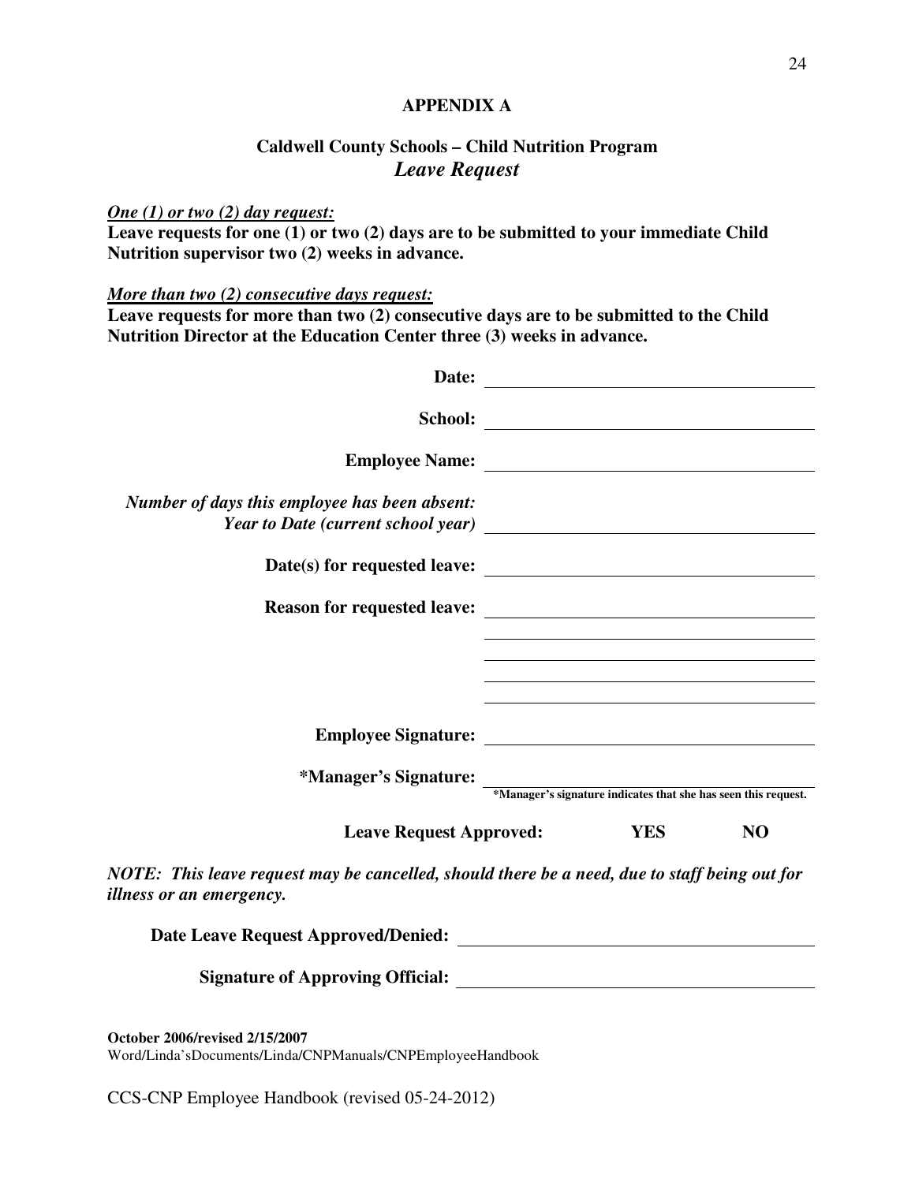## APPENDIX A

### Caldwell County Schools – Child Nutrition Program

### *Leave Request*

***One (1) or two (2) day request:***

**Leave requests for one (1) or two (2) days are to be submitted to your immediate Child Nutrition supervisor two (2) weeks in advance.**

***More than two (2) consecutive days request:***

**Leave requests for more than two (2) consecutive days are to be submitted to the Child Nutrition Director at the Education Center three (3) weeks in advance.**

**Date:** ______________________________

**School:** ______________________________

**Employee Name:** ______________________________

***Number of days this employee has been absent:***
***Year to Date (current school year)*** ______________________________

**Date(s) for requested leave:** ______________________________

**Reason for requested leave:** ______________________________

______________________________

______________________________

______________________________

______________________________

**Employee Signature:** ______________________________

**\*Manager's Signature:** ______________________________
**\*Manager's signature indicates that she has seen this request.**

**Leave Request Approved:** **YES** **NO**

***NOTE: This leave request may be cancelled, should there be a need, due to staff being out for illness or an emergency.***

**Date Leave Request Approved/Denied:** ______________________________

**Signature of Approving Official:** ______________________________

**October 2006/revised 2/15/2007**
Word/Linda'sDocuments/Linda/CNPManuals/CNPEmployeeHandbook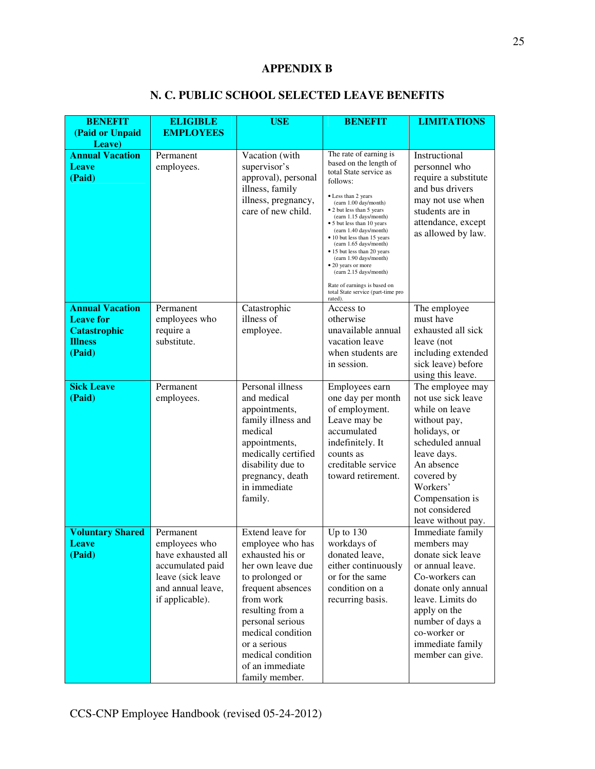# APPENDIX B

## N. C. PUBLIC SCHOOL SELECTED LEAVE BENEFITS

| BENEFIT (Paid or Unpaid Leave) | ELIGIBLE EMPLOYEES | USE | BENEFIT | LIMITATIONS |
|---|---|---|---|---|
| **Annual Vacation Leave (Paid)** | Permanent employees. | Vacation (with supervisor's approval), personal illness, family illness, pregnancy, care of new child. | The rate of earning is based on the length of total State service as follows:<br>• Less than 2 years (earn 1.00 day/month)<br>• 2 but less than 5 years (earn 1.15 days/month)<br>• 5 but less than 10 years (earn 1.40 days/month)<br>• 10 but less than 15 years (earn 1.65 days/month)<br>• 15 but less than 20 years (earn 1.90 days/month)<br>• 20 years or more (earn 2.15 days/month)<br>Rate of earnings is based on total State service (part-time pro rated). | Instructional personnel who require a substitute and bus drivers may not use when students are in attendance, except as allowed by law. |
| **Annual Vacation Leave for Catastrophic Illness (Paid)** | Permanent employees who require a substitute. | Catastrophic illness of employee. | Access to otherwise unavailable annual vacation leave when students are in session. | The employee must have exhausted all sick leave (not including extended sick leave) before using this leave. |
| **Sick Leave (Paid)** | Permanent employees. | Personal illness and medical appointments, family illness and medical appointments, medically certified disability due to pregnancy, death in immediate family. | Employees earn one day per month of employment. Leave may be accumulated indefinitely. It counts as creditable service toward retirement. | The employee may not use sick leave while on leave without pay, holidays, or scheduled annual leave days. An absence covered by Workers' Compensation is not considered leave without pay. |
| **Voluntary Shared Leave (Paid)** | Permanent employees who have exhausted all accumulated paid leave (sick leave and annual leave, if applicable). | Extend leave for employee who has exhausted his or her own leave due to prolonged or frequent absences from work resulting from a personal serious medical condition or a serious medical condition of an immediate family member. | Up to 130 workdays of donated leave, either continuously or for the same condition on a recurring basis. | Immediate family members may donate sick leave or annual leave. Co-workers can donate only annual leave. Limits do apply on the number of days a co-worker or immediate family member can give. |

CCS-CNP Employee Handbook (revised 05-24-2012)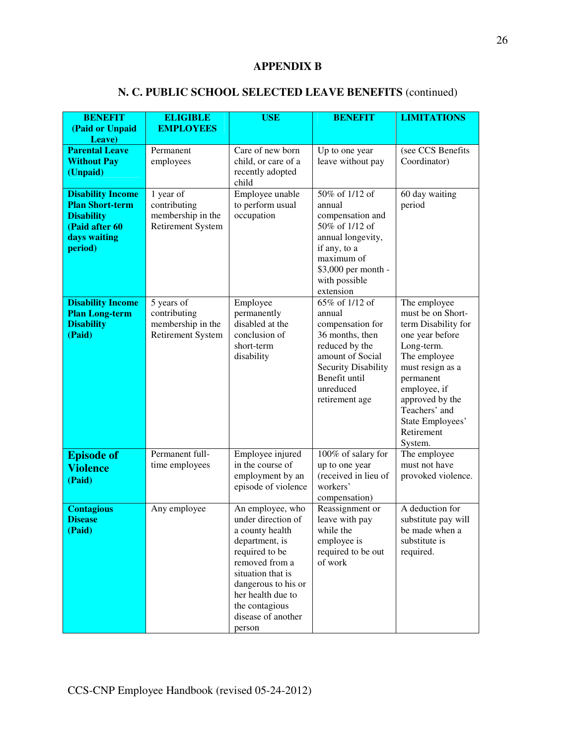## APPENDIX B

## N. C. PUBLIC SCHOOL SELECTED LEAVE BENEFITS (continued)

| BENEFIT (Paid or Unpaid Leave) | ELIGIBLE EMPLOYEES | USE | BENEFIT | LIMITATIONS |
|---|---|---|---|---|
| **Parental Leave Without Pay (Unpaid)** | Permanent employees | Care of new born child, or care of a recently adopted child | Up to one year leave without pay | (see CCS Benefits Coordinator) |
| **Disability Income Plan Short-term Disability (Paid after 60 days waiting period)** | 1 year of contributing membership in the Retirement System | Employee unable to perform usual occupation | 50% of 1/12 of annual compensation and 50% of 1/12 of annual longevity, if any, to a maximum of $3,000 per month - with possible extension | 60 day waiting period |
| **Disability Income Plan Long-term Disability (Paid)** | 5 years of contributing membership in the Retirement System | Employee permanently disabled at the conclusion of short-term disability | 65% of 1/12 of annual compensation for 36 months, then reduced by the amount of Social Security Disability Benefit until unreduced retirement age | The employee must be on Short-term Disability for one year before Long-term. The employee must resign as a permanent employee, if approved by the Teachers' and State Employees' Retirement System. |
| **Episode of Violence (Paid)** | Permanent full-time employees | Employee injured in the course of employment by an episode of violence | 100% of salary for up to one year (received in lieu of workers' compensation) | The employee must not have provoked violence. |
| **Contagious Disease (Paid)** | Any employee | An employee, who under direction of a county health department, is required to be removed from a situation that is dangerous to his or her health due to the contagious disease of another person | Reassignment or leave with pay while the employee is required to be out of work | A deduction for substitute pay will be made when a substitute is required. |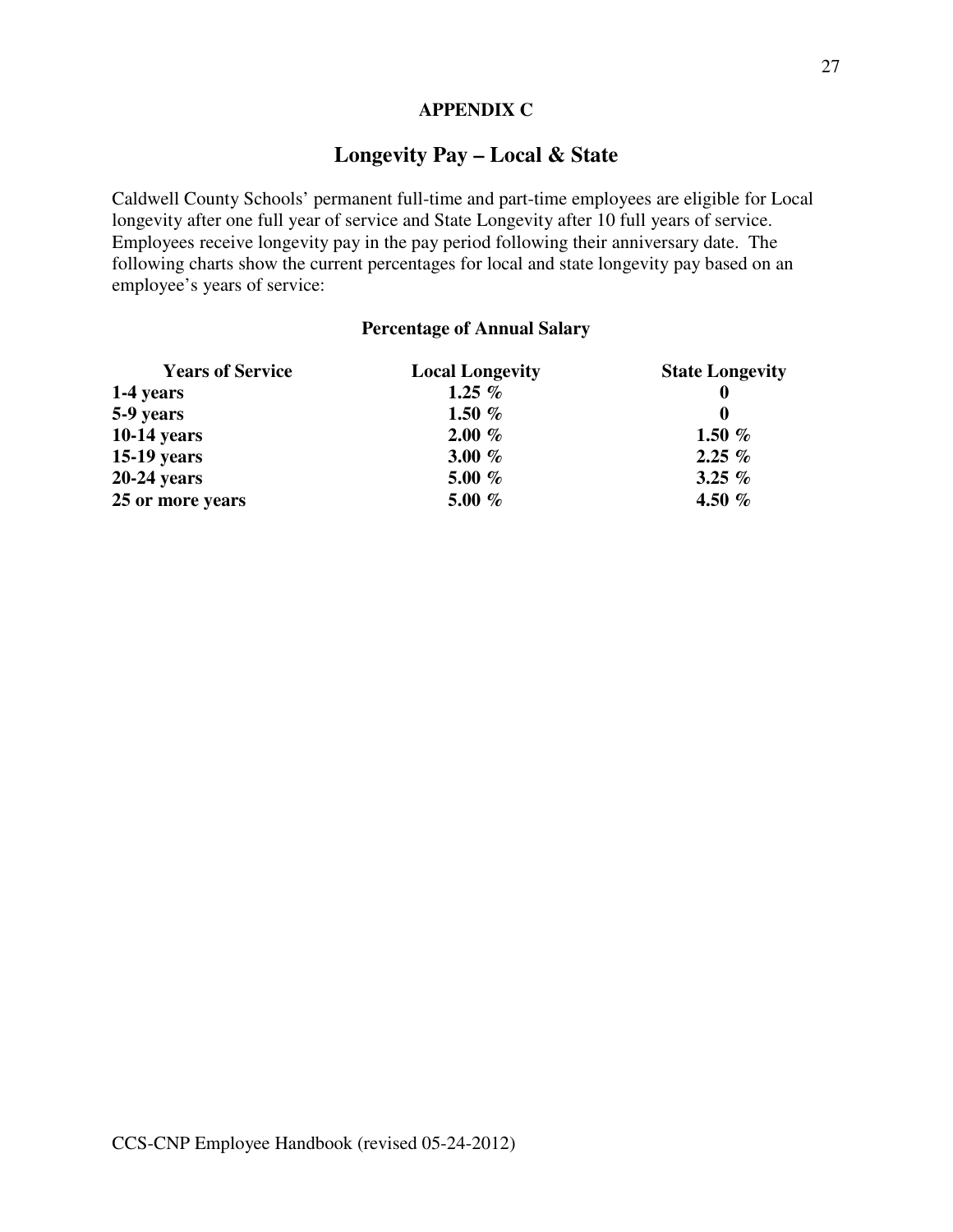**APPENDIX C**

## Longevity Pay – Local & State

Caldwell County Schools' permanent full-time and part-time employees are eligible for Local longevity after one full year of service and State Longevity after 10 full years of service. Employees receive longevity pay in the pay period following their anniversary date. The following charts show the current percentages for local and state longevity pay based on an employee's years of service:

**Percentage of Annual Salary**

| Years of Service | Local Longevity | State Longevity |
|---|---|---|
| **1-4 years** | **1.25 %** | **0** |
| **5-9 years** | **1.50 %** | **0** |
| **10-14 years** | **2.00 %** | **1.50 %** |
| **15-19 years** | **3.00 %** | **2.25 %** |
| **20-24 years** | **5.00 %** | **3.25 %** |
| **25 or more years** | **5.00 %** | **4.50 %** |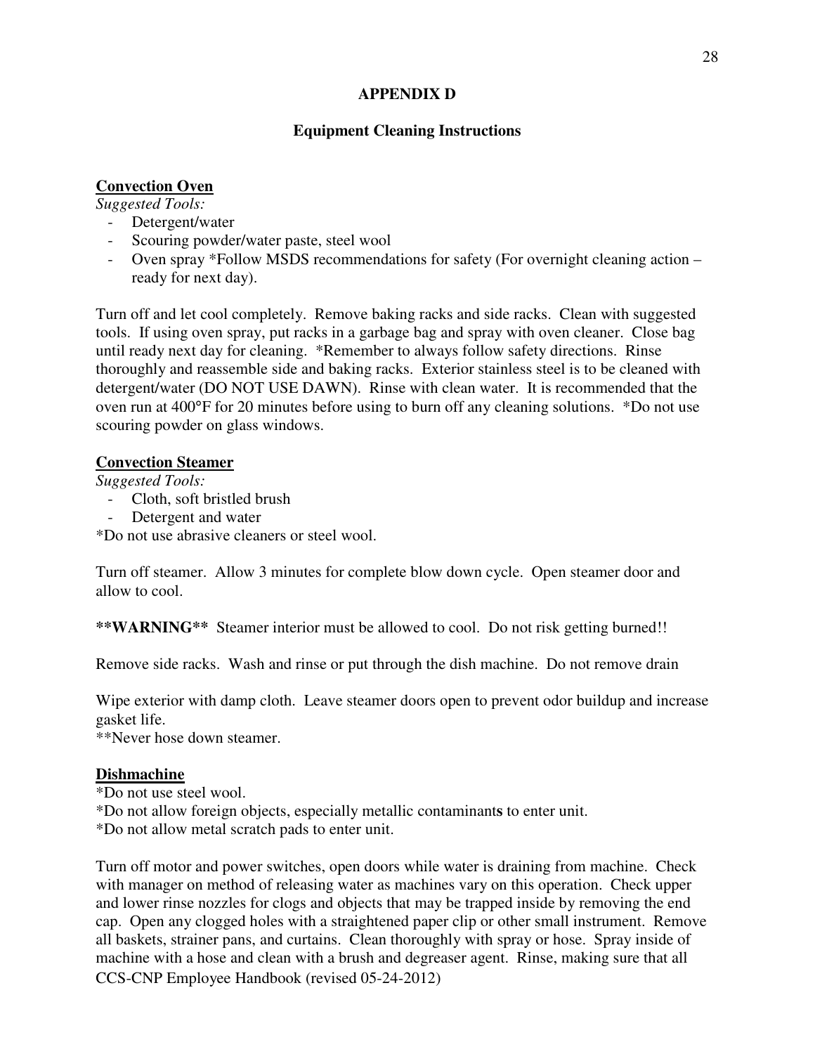## APPENDIX D

### Equipment Cleaning Instructions

**Convection Oven**

*Suggested Tools:*

- Detergent/water
- Scouring powder/water paste, steel wool
- Oven spray *Follow MSDS recommendations for safety (For overnight cleaning action – ready for next day).

Turn off and let cool completely. Remove baking racks and side racks. Clean with suggested tools. If using oven spray, put racks in a garbage bag and spray with oven cleaner. Close bag until ready next day for cleaning. *Remember to always follow safety directions. Rinse thoroughly and reassemble side and baking racks. Exterior stainless steel is to be cleaned with detergent/water (DO NOT USE DAWN). Rinse with clean water. It is recommended that the oven run at 400°F for 20 minutes before using to burn off any cleaning solutions. *Do not use scouring powder on glass windows.

**Convection Steamer**

*Suggested Tools:*

- Cloth, soft bristled brush
- Detergent and water

*Do not use abrasive cleaners or steel wool.

Turn off steamer. Allow 3 minutes for complete blow down cycle. Open steamer door and allow to cool.

**\*\*WARNING\*\*** Steamer interior must be allowed to cool. Do not risk getting burned!!

Remove side racks. Wash and rinse or put through the dish machine. Do not remove drain

Wipe exterior with damp cloth. Leave steamer doors open to prevent odor buildup and increase gasket life.

**Never hose down steamer.

**Dishmachine**

*Do not use steel wool.
*Do not allow foreign objects, especially metallic contaminant**s** to enter unit.
*Do not allow metal scratch pads to enter unit.

Turn off motor and power switches, open doors while water is draining from machine. Check with manager on method of releasing water as machines vary on this operation. Check upper and lower rinse nozzles for clogs and objects that may be trapped inside by removing the end cap. Open any clogged holes with a straightened paper clip or other small instrument. Remove all baskets, strainer pans, and curtains. Clean thoroughly with spray or hose. Spray inside of machine with a hose and clean with a brush and degreaser agent. Rinse, making sure that all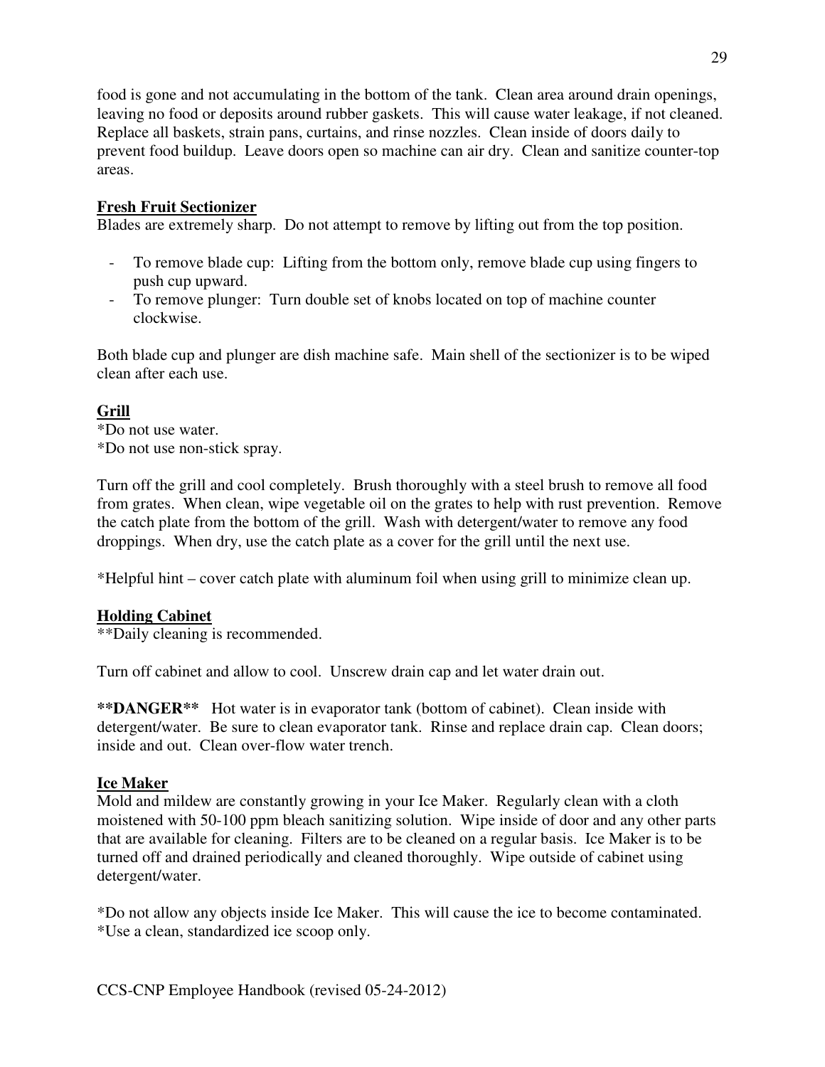food is gone and not accumulating in the bottom of the tank. Clean area around drain openings, leaving no food or deposits around rubber gaskets. This will cause water leakage, if not cleaned. Replace all baskets, strain pans, curtains, and rinse nozzles. Clean inside of doors daily to prevent food buildup. Leave doors open so machine can air dry. Clean and sanitize counter-top areas.

**Fresh Fruit Sectionizer**

Blades are extremely sharp. Do not attempt to remove by lifting out from the top position.

- To remove blade cup: Lifting from the bottom only, remove blade cup using fingers to push cup upward.
- To remove plunger: Turn double set of knobs located on top of machine counter clockwise.

Both blade cup and plunger are dish machine safe. Main shell of the sectionizer is to be wiped clean after each use.

**Grill**

*Do not use water.
*Do not use non-stick spray.

Turn off the grill and cool completely. Brush thoroughly with a steel brush to remove all food from grates. When clean, wipe vegetable oil on the grates to help with rust prevention. Remove the catch plate from the bottom of the grill. Wash with detergent/water to remove any food droppings. When dry, use the catch plate as a cover for the grill until the next use.

*Helpful hint – cover catch plate with aluminum foil when using grill to minimize clean up.

**Holding Cabinet**

**Daily cleaning is recommended.

Turn off cabinet and allow to cool. Unscrew drain cap and let water drain out.

****DANGER**** Hot water is in evaporator tank (bottom of cabinet). Clean inside with detergent/water. Be sure to clean evaporator tank. Rinse and replace drain cap. Clean doors; inside and out. Clean over-flow water trench.

**Ice Maker**

Mold and mildew are constantly growing in your Ice Maker. Regularly clean with a cloth moistened with 50-100 ppm bleach sanitizing solution. Wipe inside of door and any other parts that are available for cleaning. Filters are to be cleaned on a regular basis. Ice Maker is to be turned off and drained periodically and cleaned thoroughly. Wipe outside of cabinet using detergent/water.

*Do not allow any objects inside Ice Maker. This will cause the ice to become contaminated.
*Use a clean, standardized ice scoop only.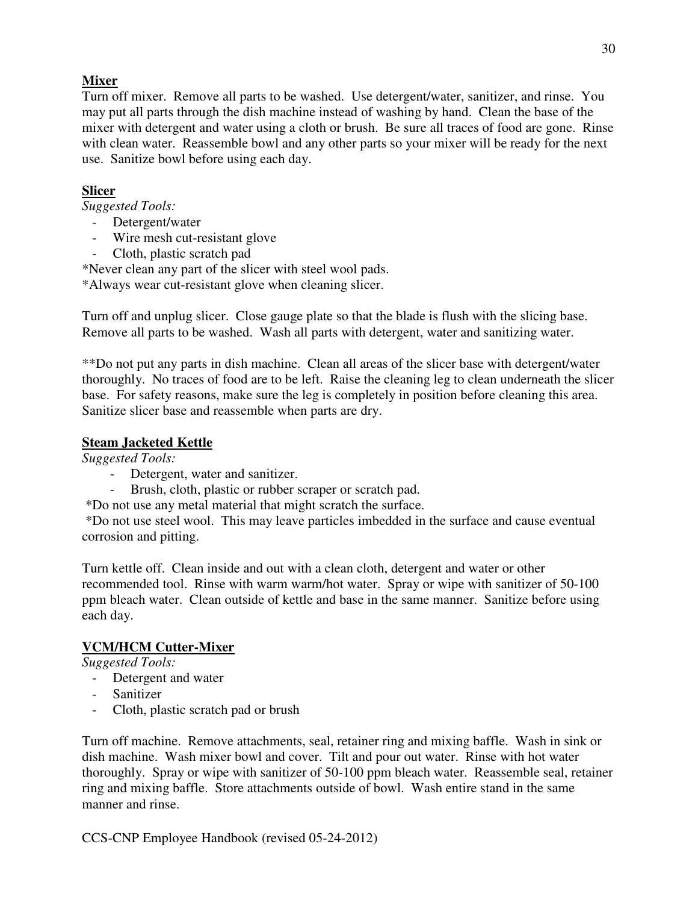**Mixer**

Turn off mixer. Remove all parts to be washed. Use detergent/water, sanitizer, and rinse. You may put all parts through the dish machine instead of washing by hand. Clean the base of the mixer with detergent and water using a cloth or brush. Be sure all traces of food are gone. Rinse with clean water. Reassemble bowl and any other parts so your mixer will be ready for the next use. Sanitize bowl before using each day.

**Slicer**

*Suggested Tools:*

- Detergent/water
- Wire mesh cut-resistant glove
- Cloth, plastic scratch pad

*Never clean any part of the slicer with steel wool pads.
*Always wear cut-resistant glove when cleaning slicer.

Turn off and unplug slicer. Close gauge plate so that the blade is flush with the slicing base. Remove all parts to be washed. Wash all parts with detergent, water and sanitizing water.

**Do not put any parts in dish machine. Clean all areas of the slicer base with detergent/water thoroughly. No traces of food are to be left. Raise the cleaning leg to clean underneath the slicer base. For safety reasons, make sure the leg is completely in position before cleaning this area. Sanitize slicer base and reassemble when parts are dry.

**Steam Jacketed Kettle**

*Suggested Tools:*

- Detergent, water and sanitizer.
- Brush, cloth, plastic or rubber scraper or scratch pad.

*Do not use any metal material that might scratch the surface.
*Do not use steel wool. This may leave particles imbedded in the surface and cause eventual corrosion and pitting.

Turn kettle off. Clean inside and out with a clean cloth, detergent and water or other recommended tool. Rinse with warm warm/hot water. Spray or wipe with sanitizer of 50-100 ppm bleach water. Clean outside of kettle and base in the same manner. Sanitize before using each day.

**VCM/HCM Cutter-Mixer**

*Suggested Tools:*

- Detergent and water
- Sanitizer
- Cloth, plastic scratch pad or brush

Turn off machine. Remove attachments, seal, retainer ring and mixing baffle. Wash in sink or dish machine. Wash mixer bowl and cover. Tilt and pour out water. Rinse with hot water thoroughly. Spray or wipe with sanitizer of 50-100 ppm bleach water. Reassemble seal, retainer ring and mixing baffle. Store attachments outside of bowl. Wash entire stand in the same manner and rinse.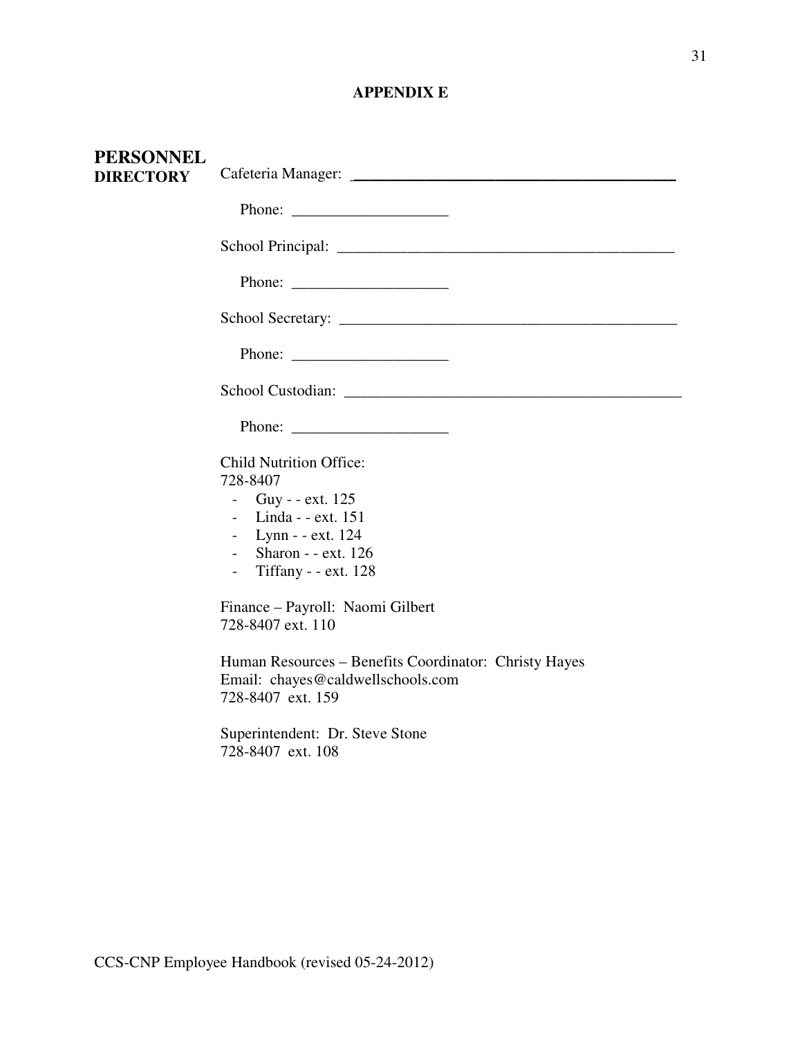**APPENDIX E**

## PERSONNEL DIRECTORY

Cafeteria Manager: ____________________________________________

Phone: ____________________

School Principal: ____________________________________________

Phone: ____________________

School Secretary: ____________________________________________

Phone: ____________________

School Custodian: ____________________________________________

Phone: ____________________

Child Nutrition Office:
728-8407

- Guy - - ext. 125
- Linda - - ext. 151
- Lynn - - ext. 124
- Sharon - - ext. 126
- Tiffany - - ext. 128

Finance – Payroll: Naomi Gilbert
728-8407 ext. 110

Human Resources – Benefits Coordinator: Christy Hayes
Email: chayes@caldwellschools.com
728-8407 ext. 159

Superintendent: Dr. Steve Stone
728-8407 ext. 108

CCS-CNP Employee Handbook (revised 05-24-2012)